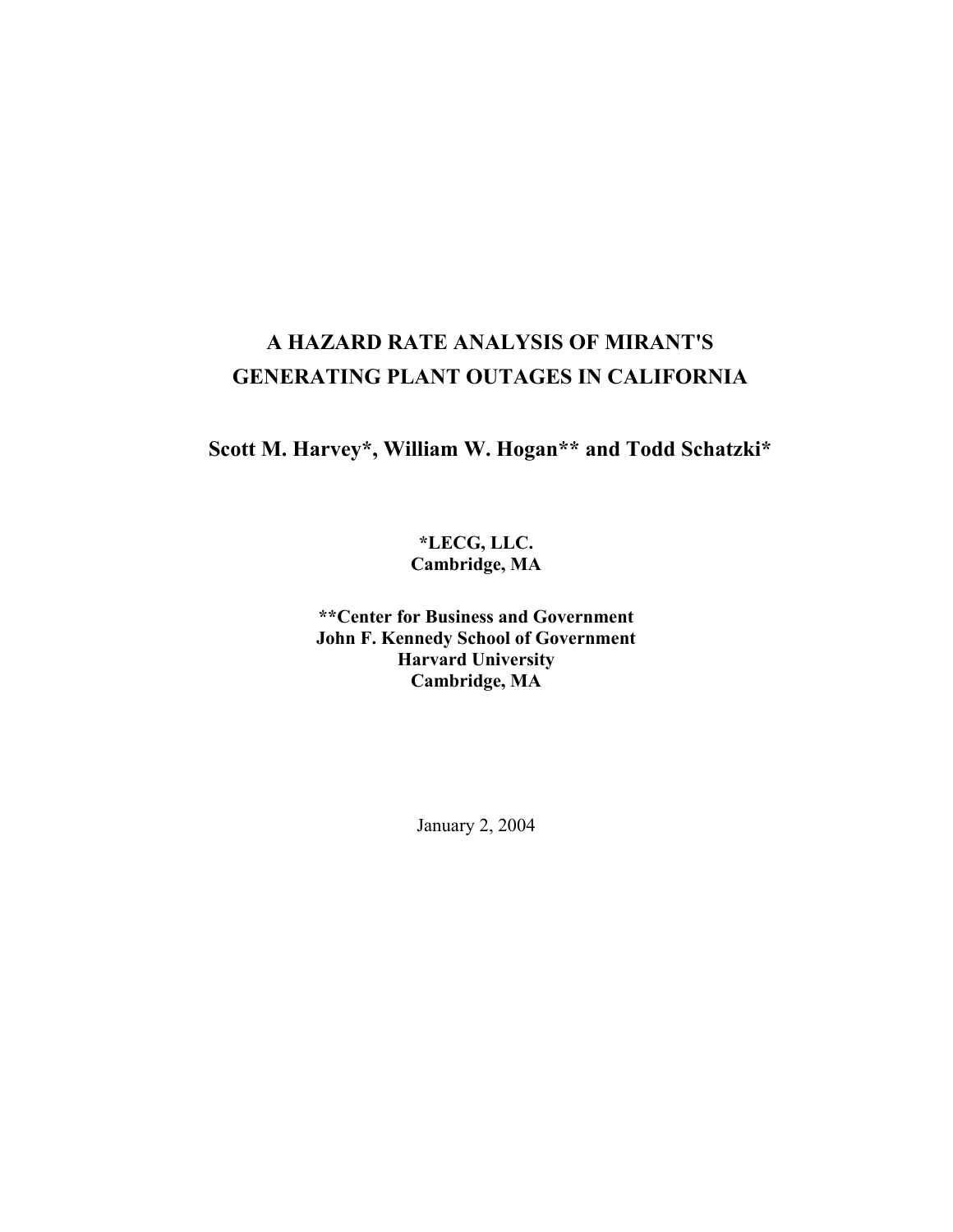# A HAZARD RATE ANALYSIS OF MIRANT'S GENERATING PLANT OUTAGES IN CALIFORNIA

## Scott M. Harvey*, William W. Hogan** and Todd Schatzki*

**\*LECG, LLC.**
**Cambridge, MA**

**\*\*Center for Business and Government**
**John F. Kennedy School of Government**
**Harvard University**
**Cambridge, MA**

January 2, 2004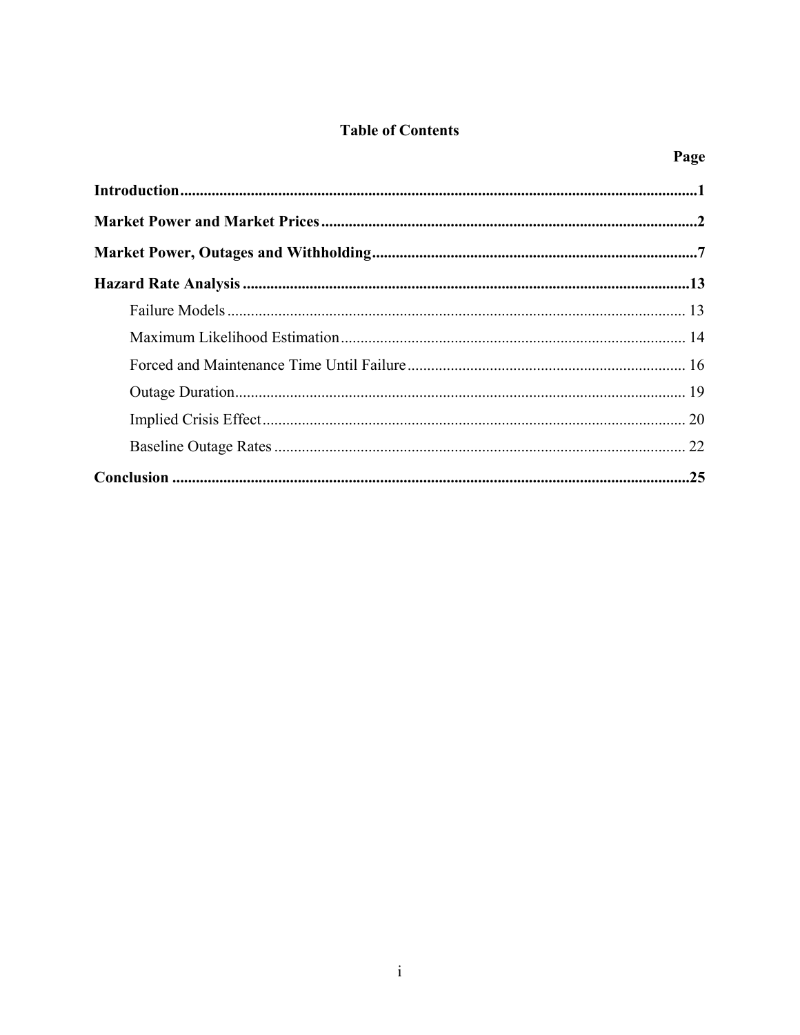# Table of Contents

| | Page |
|---|---|
| **Introduction** | **1** |
| **Market Power and Market Prices** | **2** |
| **Market Power, Outages and Withholding** | **7** |
| **Hazard Rate Analysis** | **13** |
| Failure Models | 13 |
| Maximum Likelihood Estimation | 14 |
| Forced and Maintenance Time Until Failure | 16 |
| Outage Duration | 19 |
| Implied Crisis Effect | 20 |
| Baseline Outage Rates | 22 |
| **Conclusion** | **25** |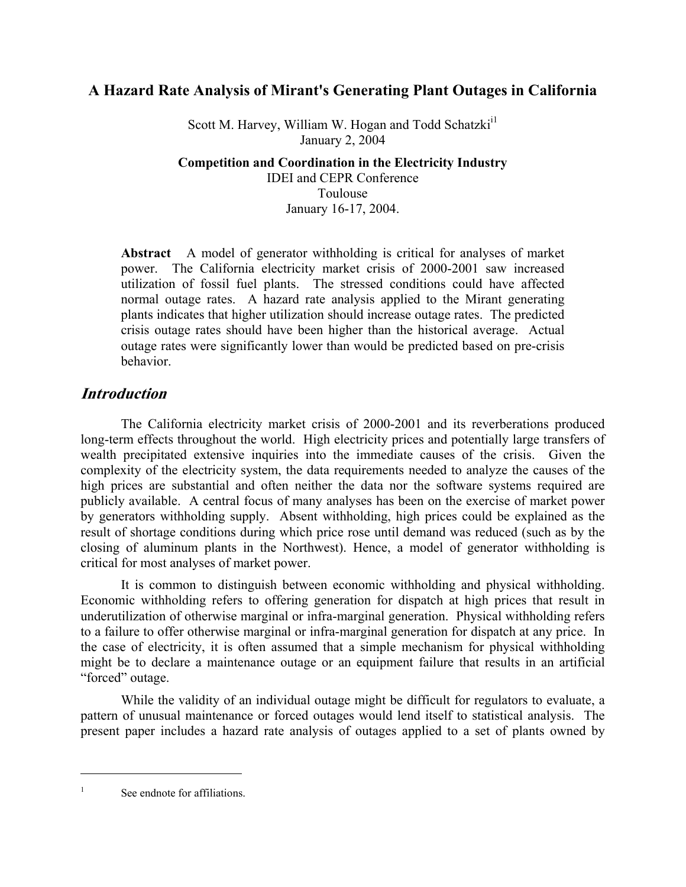# A Hazard Rate Analysis of Mirant's Generating Plant Outages in California

Scott M. Harvey, William W. Hogan and Todd Schatzki[i1]
January 2, 2004

**Competition and Coordination in the Electricity Industry**
IDEI and CEPR Conference
Toulouse
January 16-17, 2004.

**Abstract** A model of generator withholding is critical for analyses of market power. The California electricity market crisis of 2000-2001 saw increased utilization of fossil fuel plants. The stressed conditions could have affected normal outage rates. A hazard rate analysis applied to the Mirant generating plants indicates that higher utilization should increase outage rates. The predicted crisis outage rates should have been higher than the historical average. Actual outage rates were significantly lower than would be predicted based on pre-crisis behavior.

## *Introduction*

The California electricity market crisis of 2000-2001 and its reverberations produced long-term effects throughout the world. High electricity prices and potentially large transfers of wealth precipitated extensive inquiries into the immediate causes of the crisis. Given the complexity of the electricity system, the data requirements needed to analyze the causes of the high prices are substantial and often neither the data nor the software systems required are publicly available. A central focus of many analyses has been on the exercise of market power by generators withholding supply. Absent withholding, high prices could be explained as the result of shortage conditions during which price rose until demand was reduced (such as by the closing of aluminum plants in the Northwest). Hence, a model of generator withholding is critical for most analyses of market power.

It is common to distinguish between economic withholding and physical withholding. Economic withholding refers to offering generation for dispatch at high prices that result in underutilization of otherwise marginal or infra-marginal generation. Physical withholding refers to a failure to offer otherwise marginal or infra-marginal generation for dispatch at any price. In the case of electricity, it is often assumed that a simple mechanism for physical withholding might be to declare a maintenance outage or an equipment failure that results in an artificial "forced" outage.

While the validity of an individual outage might be difficult for regulators to evaluate, a pattern of unusual maintenance or forced outages would lend itself to statistical analysis. The present paper includes a hazard rate analysis of outages applied to a set of plants owned by

[1] See endnote for affiliations.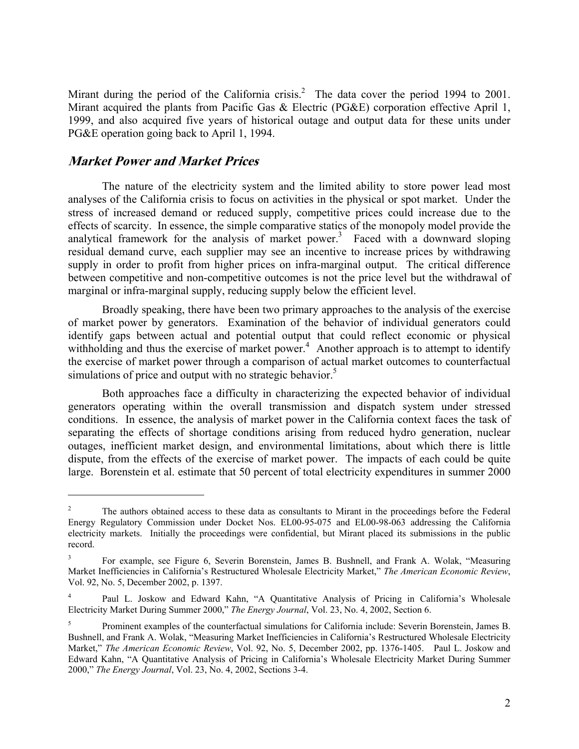Mirant during the period of the California crisis.[2] The data cover the period 1994 to 2001. Mirant acquired the plants from Pacific Gas & Electric (PG&E) corporation effective April 1, 1999, and also acquired five years of historical outage and output data for these units under PG&E operation going back to April 1, 1994.

## *Market Power and Market Prices*

The nature of the electricity system and the limited ability to store power lead most analyses of the California crisis to focus on activities in the physical or spot market. Under the stress of increased demand or reduced supply, competitive prices could increase due to the effects of scarcity. In essence, the simple comparative statics of the monopoly model provide the analytical framework for the analysis of market power.[3] Faced with a downward sloping residual demand curve, each supplier may see an incentive to increase prices by withdrawing supply in order to profit from higher prices on infra-marginal output. The critical difference between competitive and non-competitive outcomes is not the price level but the withdrawal of marginal or infra-marginal supply, reducing supply below the efficient level.

Broadly speaking, there have been two primary approaches to the analysis of the exercise of market power by generators. Examination of the behavior of individual generators could identify gaps between actual and potential output that could reflect economic or physical withholding and thus the exercise of market power.[4] Another approach is to attempt to identify the exercise of market power through a comparison of actual market outcomes to counterfactual simulations of price and output with no strategic behavior.[5]

Both approaches face a difficulty in characterizing the expected behavior of individual generators operating within the overall transmission and dispatch system under stressed conditions. In essence, the analysis of market power in the California context faces the task of separating the effects of shortage conditions arising from reduced hydro generation, nuclear outages, inefficient market design, and environmental limitations, about which there is little dispute, from the effects of the exercise of market power. The impacts of each could be quite large. Borenstein et al. estimate that 50 percent of total electricity expenditures in summer 2000

---

[2] The authors obtained access to these data as consultants to Mirant in the proceedings before the Federal Energy Regulatory Commission under Docket Nos. EL00-95-075 and EL00-98-063 addressing the California electricity markets. Initially the proceedings were confidential, but Mirant placed its submissions in the public record.

[3] For example, see Figure 6, Severin Borenstein, James B. Bushnell, and Frank A. Wolak, "Measuring Market Inefficiencies in California's Restructured Wholesale Electricity Market," *The American Economic Review*, Vol. 92, No. 5, December 2002, p. 1397.

[4] Paul L. Joskow and Edward Kahn, "A Quantitative Analysis of Pricing in California's Wholesale Electricity Market During Summer 2000," *The Energy Journal*, Vol. 23, No. 4, 2002, Section 6.

[5] Prominent examples of the counterfactual simulations for California include: Severin Borenstein, James B. Bushnell, and Frank A. Wolak, "Measuring Market Inefficiencies in California's Restructured Wholesale Electricity Market," *The American Economic Review*, Vol. 92, No. 5, December 2002, pp. 1376-1405. Paul L. Joskow and Edward Kahn, "A Quantitative Analysis of Pricing in California's Wholesale Electricity Market During Summer 2000," *The Energy Journal*, Vol. 23, No. 4, 2002, Sections 3-4.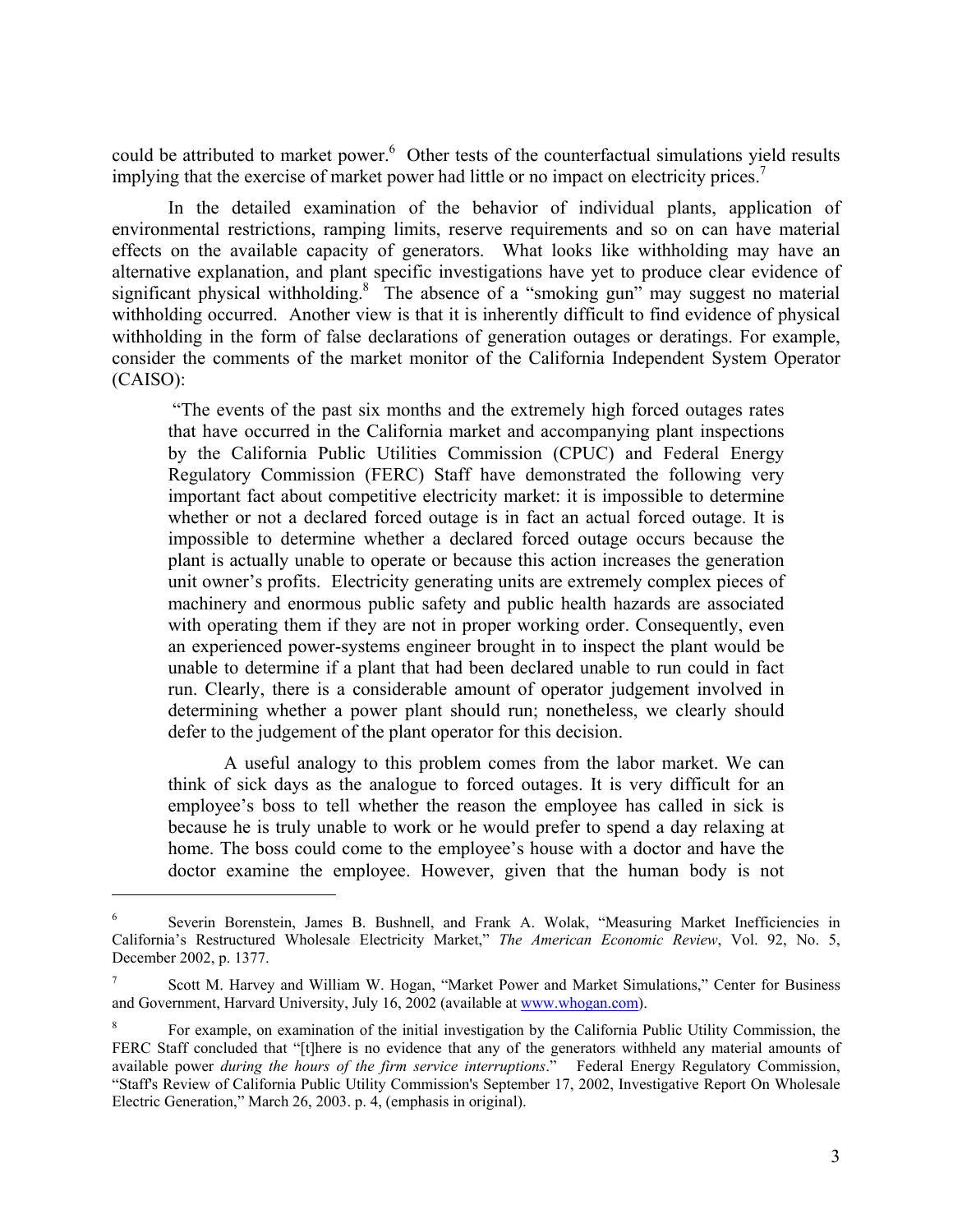could be attributed to market power.[6] Other tests of the counterfactual simulations yield results implying that the exercise of market power had little or no impact on electricity prices.[7]

In the detailed examination of the behavior of individual plants, application of environmental restrictions, ramping limits, reserve requirements and so on can have material effects on the available capacity of generators. What looks like withholding may have an alternative explanation, and plant specific investigations have yet to produce clear evidence of significant physical withholding.[8] The absence of a "smoking gun" may suggest no material withholding occurred. Another view is that it is inherently difficult to find evidence of physical withholding in the form of false declarations of generation outages or deratings. For example, consider the comments of the market monitor of the California Independent System Operator (CAISO):

> "The events of the past six months and the extremely high forced outages rates that have occurred in the California market and accompanying plant inspections by the California Public Utilities Commission (CPUC) and Federal Energy Regulatory Commission (FERC) Staff have demonstrated the following very important fact about competitive electricity market: it is impossible to determine whether or not a declared forced outage is in fact an actual forced outage. It is impossible to determine whether a declared forced outage occurs because the plant is actually unable to operate or because this action increases the generation unit owner's profits. Electricity generating units are extremely complex pieces of machinery and enormous public safety and public health hazards are associated with operating them if they are not in proper working order. Consequently, even an experienced power-systems engineer brought in to inspect the plant would be unable to determine if a plant that had been declared unable to run could in fact run. Clearly, there is a considerable amount of operator judgement involved in determining whether a power plant should run; nonetheless, we clearly should defer to the judgement of the plant operator for this decision.
>
> A useful analogy to this problem comes from the labor market. We can think of sick days as the analogue to forced outages. It is very difficult for an employee's boss to tell whether the reason the employee has called in sick is because he is truly unable to work or he would prefer to spend a day relaxing at home. The boss could come to the employee's house with a doctor and have the doctor examine the employee. However, given that the human body is not

---

[6] Severin Borenstein, James B. Bushnell, and Frank A. Wolak, "Measuring Market Inefficiencies in California's Restructured Wholesale Electricity Market," *The American Economic Review*, Vol. 92, No. 5, December 2002, p. 1377.

[7] Scott M. Harvey and William W. Hogan, "Market Power and Market Simulations," Center for Business and Government, Harvard University, July 16, 2002 (available at www.whogan.com).

[8] For example, on examination of the initial investigation by the California Public Utility Commission, the FERC Staff concluded that "[t]here is no evidence that any of the generators withheld any material amounts of available power *during the hours of the firm service interruptions*." Federal Energy Regulatory Commission, "Staff's Review of California Public Utility Commission's September 17, 2002, Investigative Report On Wholesale Electric Generation," March 26, 2003. p. 4, (emphasis in original).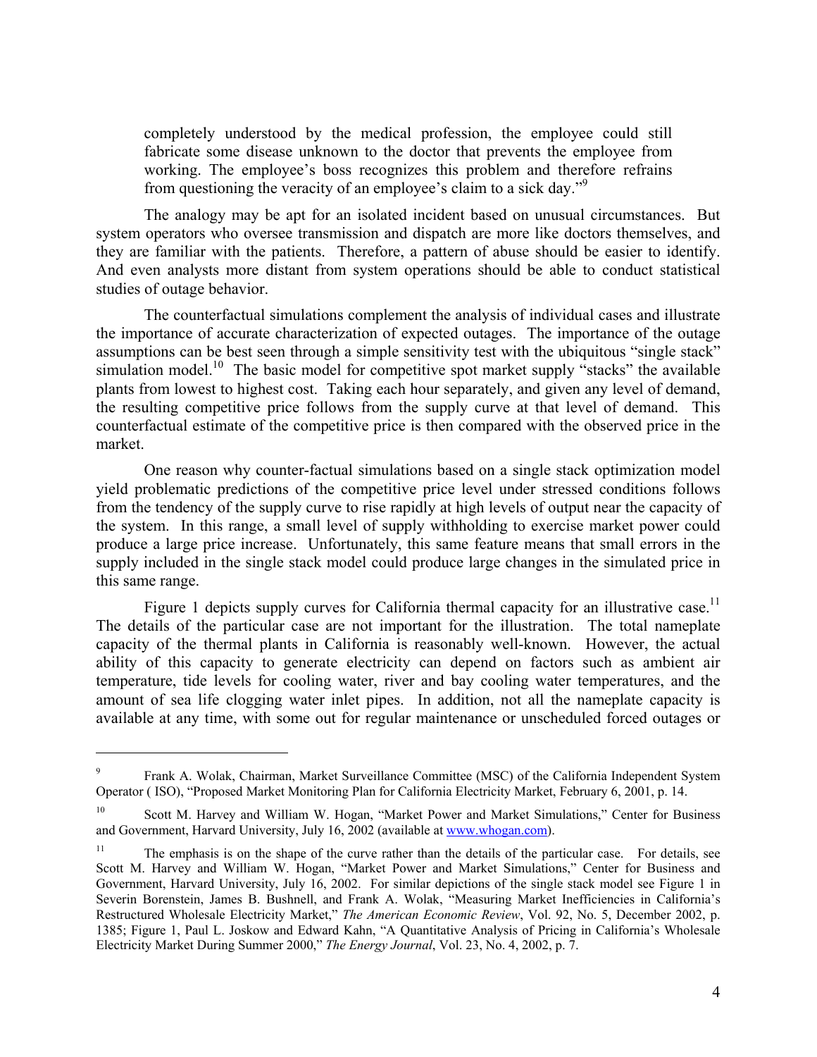> completely understood by the medical profession, the employee could still fabricate some disease unknown to the doctor that prevents the employee from working. The employee's boss recognizes this problem and therefore refrains from questioning the veracity of an employee's claim to a sick day."[9]

The analogy may be apt for an isolated incident based on unusual circumstances. But system operators who oversee transmission and dispatch are more like doctors themselves, and they are familiar with the patients. Therefore, a pattern of abuse should be easier to identify. And even analysts more distant from system operations should be able to conduct statistical studies of outage behavior.

The counterfactual simulations complement the analysis of individual cases and illustrate the importance of accurate characterization of expected outages. The importance of the outage assumptions can be best seen through a simple sensitivity test with the ubiquitous "single stack" simulation model.[10] The basic model for competitive spot market supply "stacks" the available plants from lowest to highest cost. Taking each hour separately, and given any level of demand, the resulting competitive price follows from the supply curve at that level of demand. This counterfactual estimate of the competitive price is then compared with the observed price in the market.

One reason why counter-factual simulations based on a single stack optimization model yield problematic predictions of the competitive price level under stressed conditions follows from the tendency of the supply curve to rise rapidly at high levels of output near the capacity of the system. In this range, a small level of supply withholding to exercise market power could produce a large price increase. Unfortunately, this same feature means that small errors in the supply included in the single stack model could produce large changes in the simulated price in this same range.

Figure 1 depicts supply curves for California thermal capacity for an illustrative case.[11] The details of the particular case are not important for the illustration. The total nameplate capacity of the thermal plants in California is reasonably well-known. However, the actual ability of this capacity to generate electricity can depend on factors such as ambient air temperature, tide levels for cooling water, river and bay cooling water temperatures, and the amount of sea life clogging water inlet pipes. In addition, not all the nameplate capacity is available at any time, with some out for regular maintenance or unscheduled forced outages or

---

[9] Frank A. Wolak, Chairman, Market Surveillance Committee (MSC) of the California Independent System Operator ( ISO), "Proposed Market Monitoring Plan for California Electricity Market, February 6, 2001, p. 14.

[10] Scott M. Harvey and William W. Hogan, "Market Power and Market Simulations," Center for Business and Government, Harvard University, July 16, 2002 (available at www.whogan.com).

[11] The emphasis is on the shape of the curve rather than the details of the particular case. For details, see Scott M. Harvey and William W. Hogan, "Market Power and Market Simulations," Center for Business and Government, Harvard University, July 16, 2002. For similar depictions of the single stack model see Figure 1 in Severin Borenstein, James B. Bushnell, and Frank A. Wolak, "Measuring Market Inefficiencies in California's Restructured Wholesale Electricity Market," *The American Economic Review*, Vol. 92, No. 5, December 2002, p. 1385; Figure 1, Paul L. Joskow and Edward Kahn, "A Quantitative Analysis of Pricing in California's Wholesale Electricity Market During Summer 2000," *The Energy Journal*, Vol. 23, No. 4, 2002, p. 7.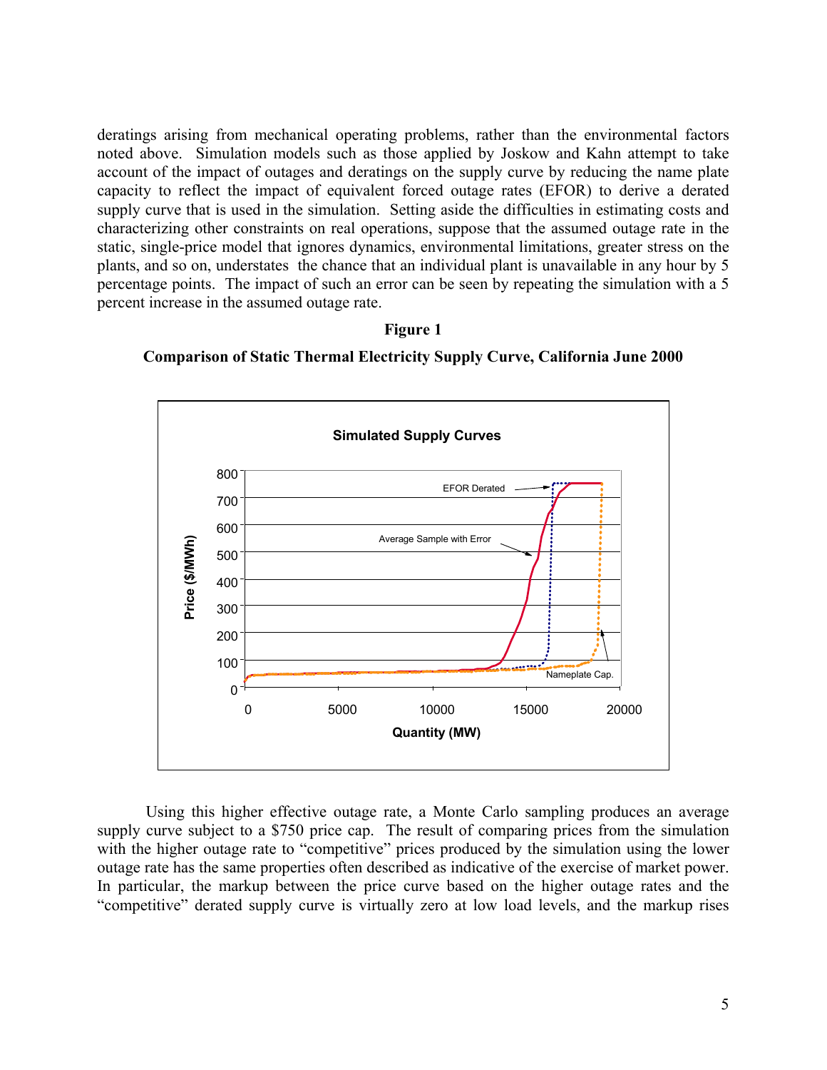deratings arising from mechanical operating problems, rather than the environmental factors noted above. Simulation models such as those applied by Joskow and Kahn attempt to take account of the impact of outages and deratings on the supply curve by reducing the name plate capacity to reflect the impact of equivalent forced outage rates (EFOR) to derive a derated supply curve that is used in the simulation. Setting aside the difficulties in estimating costs and characterizing other constraints on real operations, suppose that the assumed outage rate in the static, single-price model that ignores dynamics, environmental limitations, greater stress on the plants, and so on, understates the chance that an individual plant is unavailable in any hour by 5 percentage points. The impact of such an error can be seen by repeating the simulation with a 5 percent increase in the assumed outage rate.

**Figure 1**

**Comparison of Static Thermal Electricity Supply Curve, California June 2000**

Using this higher effective outage rate, a Monte Carlo sampling produces an average supply curve subject to a $750 price cap. The result of comparing prices from the simulation with the higher outage rate to "competitive" prices produced by the simulation using the lower outage rate has the same properties often described as indicative of the exercise of market power. In particular, the markup between the price curve based on the higher outage rates and the "competitive" derated supply curve is virtually zero at low load levels, and the markup rises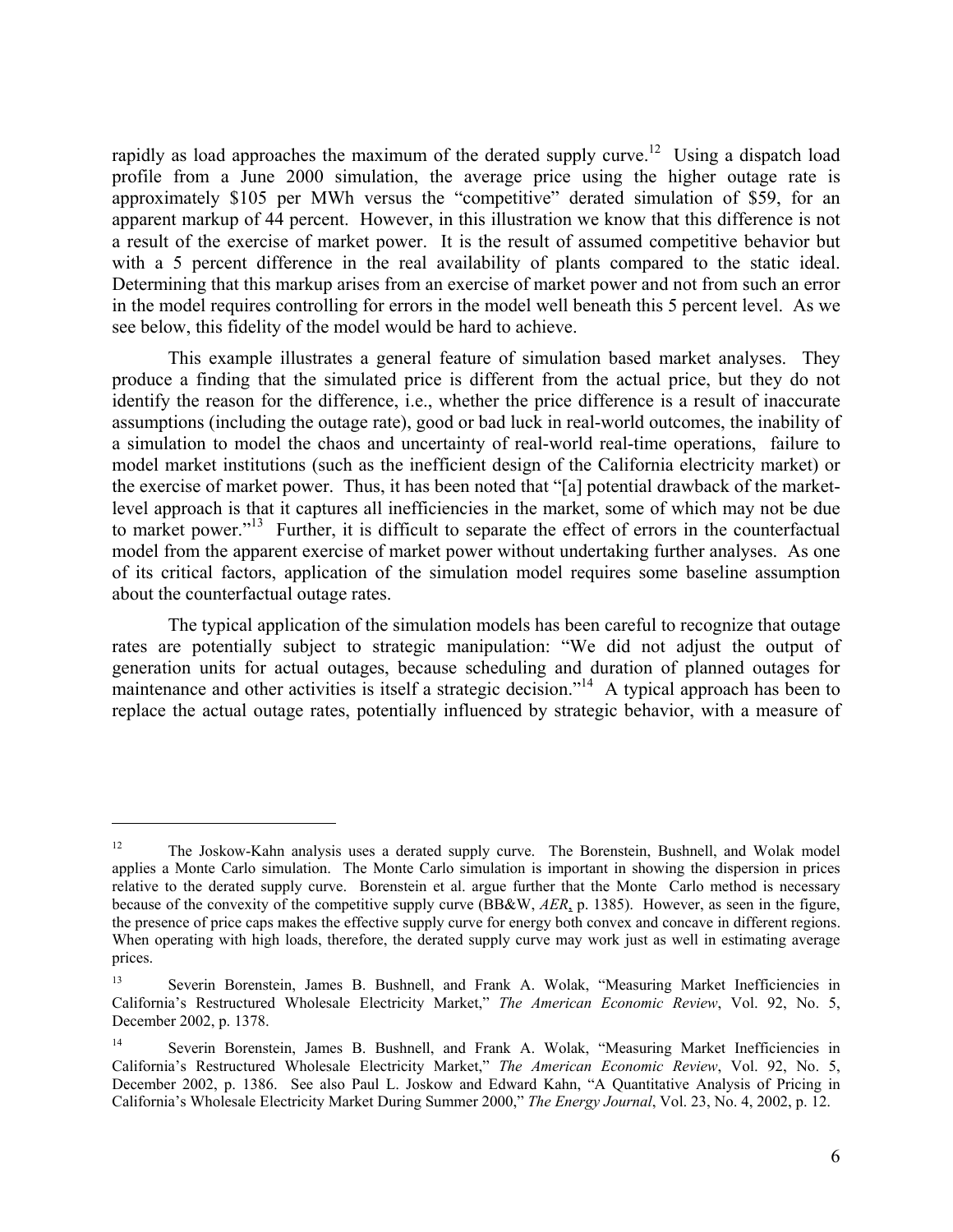rapidly as load approaches the maximum of the derated supply curve.[12] Using a dispatch load profile from a June 2000 simulation, the average price using the higher outage rate is approximately $105 per MWh versus the "competitive" derated simulation of $59, for an apparent markup of 44 percent. However, in this illustration we know that this difference is not a result of the exercise of market power. It is the result of assumed competitive behavior but with a 5 percent difference in the real availability of plants compared to the static ideal. Determining that this markup arises from an exercise of market power and not from such an error in the model requires controlling for errors in the model well beneath this 5 percent level. As we see below, this fidelity of the model would be hard to achieve.

This example illustrates a general feature of simulation based market analyses. They produce a finding that the simulated price is different from the actual price, but they do not identify the reason for the difference, i.e., whether the price difference is a result of inaccurate assumptions (including the outage rate), good or bad luck in real-world outcomes, the inability of a simulation to model the chaos and uncertainty of real-world real-time operations, failure to model market institutions (such as the inefficient design of the California electricity market) or the exercise of market power. Thus, it has been noted that "[a] potential drawback of the market-level approach is that it captures all inefficiencies in the market, some of which may not be due to market power."[13] Further, it is difficult to separate the effect of errors in the counterfactual model from the apparent exercise of market power without undertaking further analyses. As one of its critical factors, application of the simulation model requires some baseline assumption about the counterfactual outage rates.

The typical application of the simulation models has been careful to recognize that outage rates are potentially subject to strategic manipulation: "We did not adjust the output of generation units for actual outages, because scheduling and duration of planned outages for maintenance and other activities is itself a strategic decision."[14] A typical approach has been to replace the actual outage rates, potentially influenced by strategic behavior, with a measure of

---

[12] The Joskow-Kahn analysis uses a derated supply curve. The Borenstein, Bushnell, and Wolak model applies a Monte Carlo simulation. The Monte Carlo simulation is important in showing the dispersion in prices relative to the derated supply curve. Borenstein et al. argue further that the Monte Carlo method is necessary because of the convexity of the competitive supply curve (BB&W, *AER*, p. 1385). However, as seen in the figure, the presence of price caps makes the effective supply curve for energy both convex and concave in different regions. When operating with high loads, therefore, the derated supply curve may work just as well in estimating average prices.

[13] Severin Borenstein, James B. Bushnell, and Frank A. Wolak, "Measuring Market Inefficiencies in California's Restructured Wholesale Electricity Market," *The American Economic Review*, Vol. 92, No. 5, December 2002, p. 1378.

[14] Severin Borenstein, James B. Bushnell, and Frank A. Wolak, "Measuring Market Inefficiencies in California's Restructured Wholesale Electricity Market," *The American Economic Review*, Vol. 92, No. 5, December 2002, p. 1386. See also Paul L. Joskow and Edward Kahn, "A Quantitative Analysis of Pricing in California's Wholesale Electricity Market During Summer 2000," *The Energy Journal*, Vol. 23, No. 4, 2002, p. 12.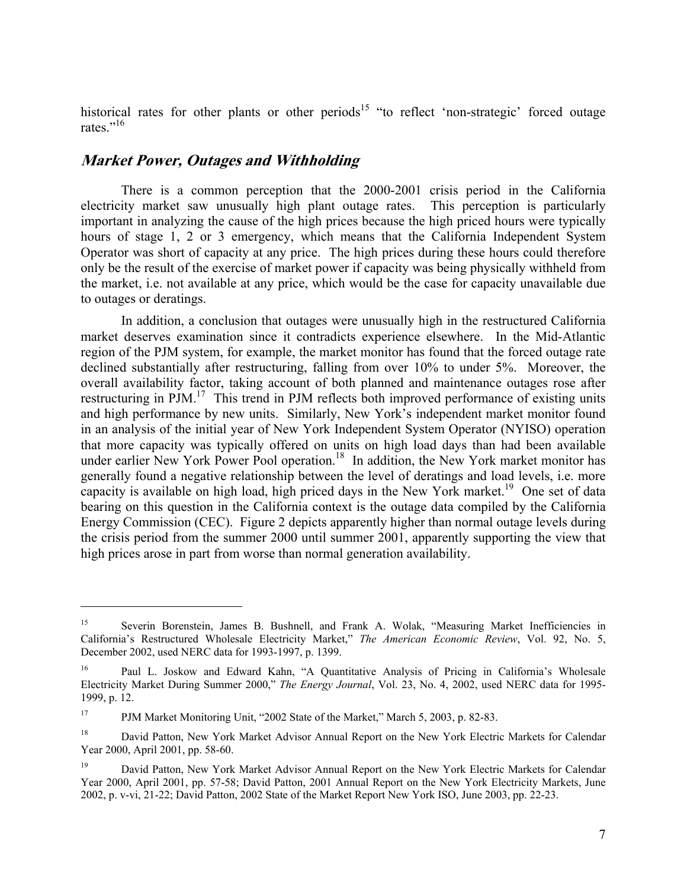historical rates for other plants or other periods[15] "to reflect 'non-strategic' forced outage rates."[16]

## *Market Power, Outages and Withholding*

There is a common perception that the 2000-2001 crisis period in the California electricity market saw unusually high plant outage rates. This perception is particularly important in analyzing the cause of the high prices because the high priced hours were typically hours of stage 1, 2 or 3 emergency, which means that the California Independent System Operator was short of capacity at any price. The high prices during these hours could therefore only be the result of the exercise of market power if capacity was being physically withheld from the market, i.e. not available at any price, which would be the case for capacity unavailable due to outages or deratings.

In addition, a conclusion that outages were unusually high in the restructured California market deserves examination since it contradicts experience elsewhere. In the Mid-Atlantic region of the PJM system, for example, the market monitor has found that the forced outage rate declined substantially after restructuring, falling from over 10% to under 5%. Moreover, the overall availability factor, taking account of both planned and maintenance outages rose after restructuring in PJM.[17] This trend in PJM reflects both improved performance of existing units and high performance by new units. Similarly, New York's independent market monitor found in an analysis of the initial year of New York Independent System Operator (NYISO) operation that more capacity was typically offered on units on high load days than had been available under earlier New York Power Pool operation.[18] In addition, the New York market monitor has generally found a negative relationship between the level of deratings and load levels, i.e. more capacity is available on high load, high priced days in the New York market.[19] One set of data bearing on this question in the California context is the outage data compiled by the California Energy Commission (CEC). Figure 2 depicts apparently higher than normal outage levels during the crisis period from the summer 2000 until summer 2001, apparently supporting the view that high prices arose in part from worse than normal generation availability.

---

[15] Severin Borenstein, James B. Bushnell, and Frank A. Wolak, "Measuring Market Inefficiencies in California's Restructured Wholesale Electricity Market," *The American Economic Review*, Vol. 92, No. 5, December 2002, used NERC data for 1993-1997, p. 1399.

[16] Paul L. Joskow and Edward Kahn, "A Quantitative Analysis of Pricing in California's Wholesale Electricity Market During Summer 2000," *The Energy Journal*, Vol. 23, No. 4, 2002, used NERC data for 1995-1999, p. 12.

[17] PJM Market Monitoring Unit, "2002 State of the Market," March 5, 2003, p. 82-83.

[18] David Patton, New York Market Advisor Annual Report on the New York Electric Markets for Calendar Year 2000, April 2001, pp. 58-60.

[19] David Patton, New York Market Advisor Annual Report on the New York Electric Markets for Calendar Year 2000, April 2001, pp. 57-58; David Patton, 2001 Annual Report on the New York Electricity Markets, June 2002, p. v-vi, 21-22; David Patton, 2002 State of the Market Report New York ISO, June 2003, pp. 22-23.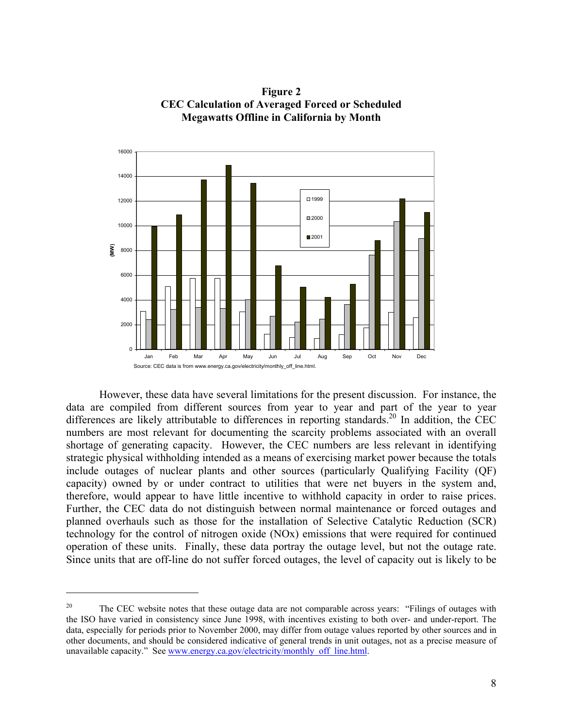**Figure 2**
**CEC Calculation of Averaged Forced or Scheduled Megawatts Offline in California by Month**

Source: CEC data is from www.energy.ca.gov/electricity/monthly_off_line.html.

However, these data have several limitations for the present discussion. For instance, the data are compiled from different sources from year to year and part of the year to year differences are likely attributable to differences in reporting standards.[20] In addition, the CEC numbers are most relevant for documenting the scarcity problems associated with an overall shortage of generating capacity. However, the CEC numbers are less relevant in identifying strategic physical withholding intended as a means of exercising market power because the totals include outages of nuclear plants and other sources (particularly Qualifying Facility (QF) capacity) owned by or under contract to utilities that were net buyers in the system and, therefore, would appear to have little incentive to withhold capacity in order to raise prices. Further, the CEC data do not distinguish between normal maintenance or forced outages and planned overhauls such as those for the installation of Selective Catalytic Reduction (SCR) technology for the control of nitrogen oxide (NOx) emissions that were required for continued operation of these units. Finally, these data portray the outage level, but not the outage rate. Since units that are off-line do not suffer forced outages, the level of capacity out is likely to be

---

[20] The CEC website notes that these outage data are not comparable across years: "Filings of outages with the ISO have varied in consistency since June 1998, with incentives existing to both over- and under-report. The data, especially for periods prior to November 2000, may differ from outage values reported by other sources and in other documents, and should be considered indicative of general trends in unit outages, not as a precise measure of unavailable capacity." See www.energy.ca.gov/electricity/monthly_off_line.html.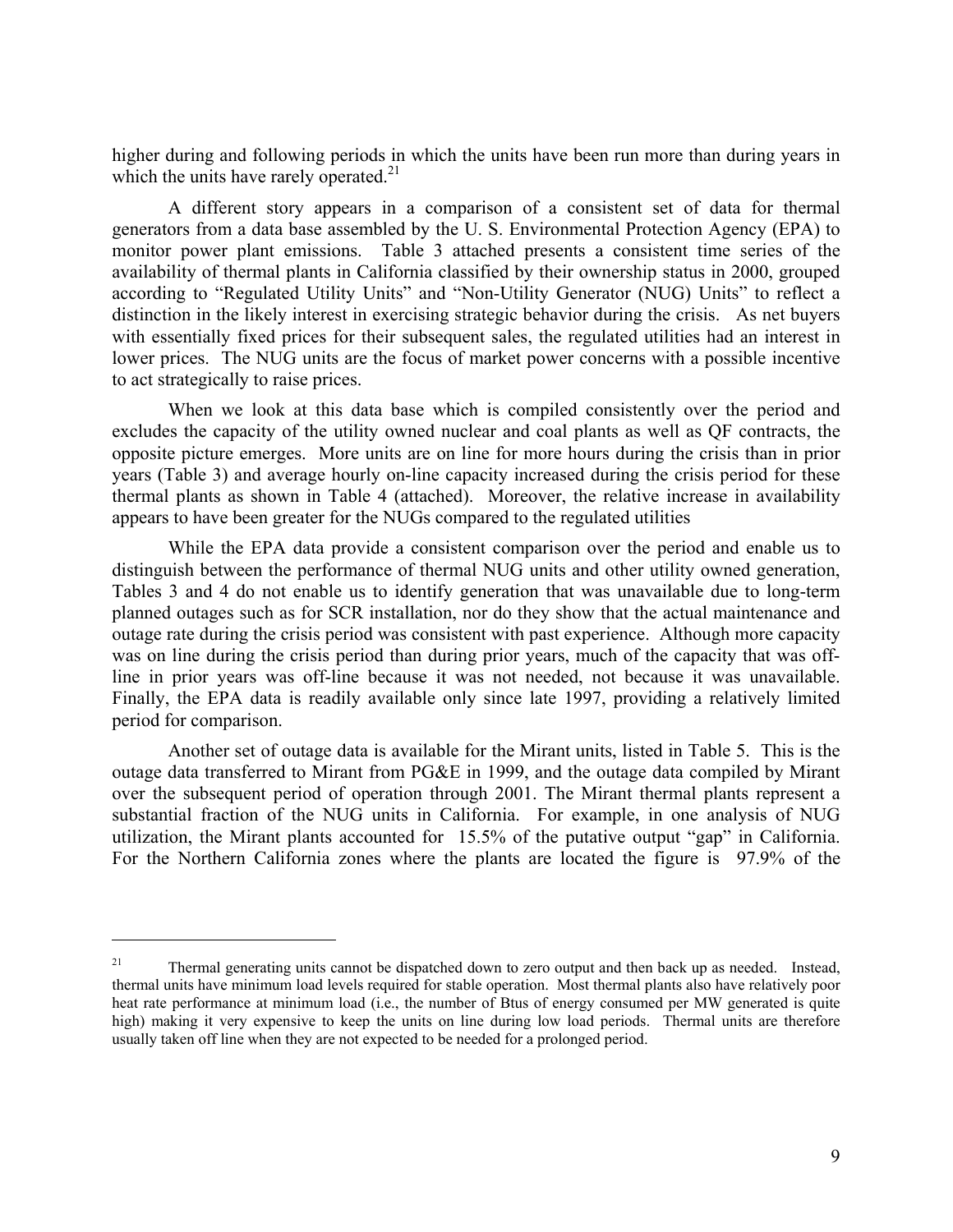higher during and following periods in which the units have been run more than during years in which the units have rarely operated.[21]

A different story appears in a comparison of a consistent set of data for thermal generators from a data base assembled by the U. S. Environmental Protection Agency (EPA) to monitor power plant emissions. Table 3 attached presents a consistent time series of the availability of thermal plants in California classified by their ownership status in 2000, grouped according to "Regulated Utility Units" and "Non-Utility Generator (NUG) Units" to reflect a distinction in the likely interest in exercising strategic behavior during the crisis. As net buyers with essentially fixed prices for their subsequent sales, the regulated utilities had an interest in lower prices. The NUG units are the focus of market power concerns with a possible incentive to act strategically to raise prices.

When we look at this data base which is compiled consistently over the period and excludes the capacity of the utility owned nuclear and coal plants as well as QF contracts, the opposite picture emerges. More units are on line for more hours during the crisis than in prior years (Table 3) and average hourly on-line capacity increased during the crisis period for these thermal plants as shown in Table 4 (attached). Moreover, the relative increase in availability appears to have been greater for the NUGs compared to the regulated utilities

While the EPA data provide a consistent comparison over the period and enable us to distinguish between the performance of thermal NUG units and other utility owned generation, Tables 3 and 4 do not enable us to identify generation that was unavailable due to long-term planned outages such as for SCR installation, nor do they show that the actual maintenance and outage rate during the crisis period was consistent with past experience. Although more capacity was on line during the crisis period than during prior years, much of the capacity that was off-line in prior years was off-line because it was not needed, not because it was unavailable. Finally, the EPA data is readily available only since late 1997, providing a relatively limited period for comparison.

Another set of outage data is available for the Mirant units, listed in Table 5. This is the outage data transferred to Mirant from PG&E in 1999, and the outage data compiled by Mirant over the subsequent period of operation through 2001. The Mirant thermal plants represent a substantial fraction of the NUG units in California. For example, in one analysis of NUG utilization, the Mirant plants accounted for 15.5% of the putative output "gap" in California. For the Northern California zones where the plants are located the figure is 97.9% of the

---

[21] Thermal generating units cannot be dispatched down to zero output and then back up as needed. Instead, thermal units have minimum load levels required for stable operation. Most thermal plants also have relatively poor heat rate performance at minimum load (i.e., the number of Btus of energy consumed per MW generated is quite high) making it very expensive to keep the units on line during low load periods. Thermal units are therefore usually taken off line when they are not expected to be needed for a prolonged period.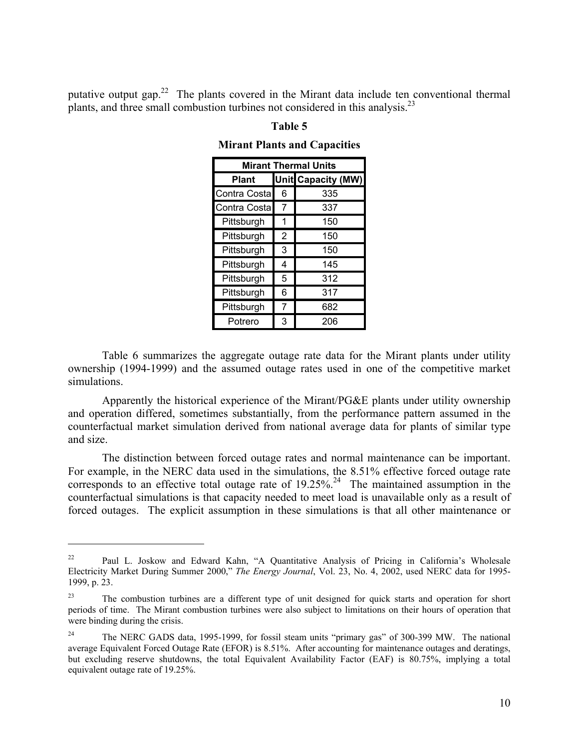putative output gap.[22] The plants covered in the Mirant data include ten conventional thermal plants, and three small combustion turbines not considered in this analysis.[23]

**Table 5**

**Mirant Plants and Capacities**

| Mirant Thermal Units | | |
|---|---|---|
| **Plant** | **Unit** | **Capacity (MW)** |
| Contra Costa | 6 | 335 |
| Contra Costa | 7 | 337 |
| Pittsburgh | 1 | 150 |
| Pittsburgh | 2 | 150 |
| Pittsburgh | 3 | 150 |
| Pittsburgh | 4 | 145 |
| Pittsburgh | 5 | 312 |
| Pittsburgh | 6 | 317 |
| Pittsburgh | 7 | 682 |
| Potrero | 3 | 206 |

Table 6 summarizes the aggregate outage rate data for the Mirant plants under utility ownership (1994-1999) and the assumed outage rates used in one of the competitive market simulations.

Apparently the historical experience of the Mirant/PG&E plants under utility ownership and operation differed, sometimes substantially, from the performance pattern assumed in the counterfactual market simulation derived from national average data for plants of similar type and size.

The distinction between forced outage rates and normal maintenance can be important. For example, in the NERC data used in the simulations, the 8.51% effective forced outage rate corresponds to an effective total outage rate of 19.25%.[24] The maintained assumption in the counterfactual simulations is that capacity needed to meet load is unavailable only as a result of forced outages. The explicit assumption in these simulations is that all other maintenance or

---

[22] Paul L. Joskow and Edward Kahn, "A Quantitative Analysis of Pricing in California's Wholesale Electricity Market During Summer 2000," *The Energy Journal*, Vol. 23, No. 4, 2002, used NERC data for 1995-1999, p. 23.

[23] The combustion turbines are a different type of unit designed for quick starts and operation for short periods of time. The Mirant combustion turbines were also subject to limitations on their hours of operation that were binding during the crisis.

[24] The NERC GADS data, 1995-1999, for fossil steam units "primary gas" of 300-399 MW. The national average Equivalent Forced Outage Rate (EFOR) is 8.51%. After accounting for maintenance outages and deratings, but excluding reserve shutdowns, the total Equivalent Availability Factor (EAF) is 80.75%, implying a total equivalent outage rate of 19.25%.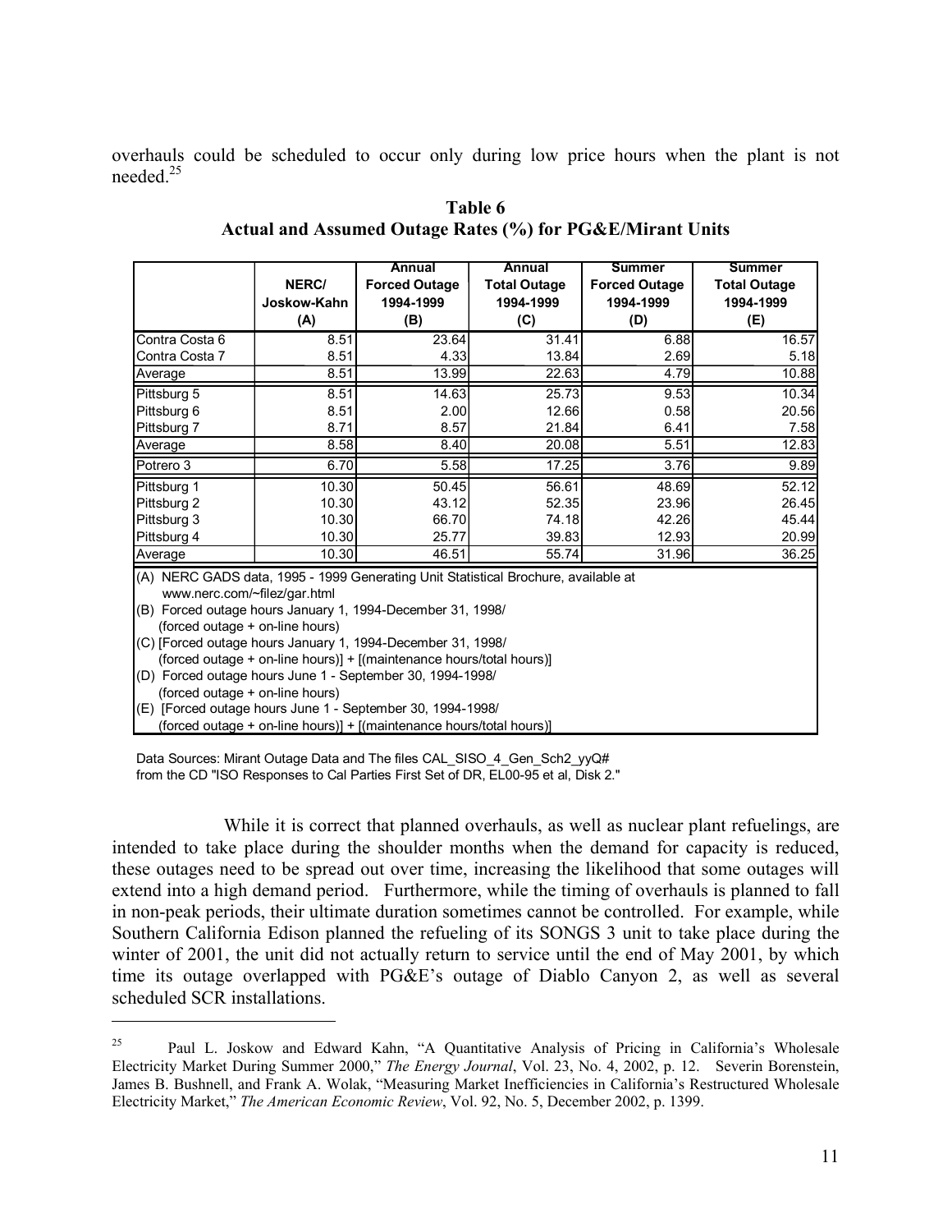overhauls could be scheduled to occur only during low price hours when the plant is not needed.[25]

**Table 6**
**Actual and Assumed Outage Rates (%) for PG&E/Mirant Units**

| | NERC/ Joskow-Kahn (A) | Annual Forced Outage 1994-1999 (B) | Annual Total Outage 1994-1999 (C) | Summer Forced Outage 1994-1999 (D) | Summer Total Outage 1994-1999 (E) |
|---|---|---|---|---|---|
| Contra Costa 6 | 8.51 | 23.64 | 31.41 | 6.88 | 16.57 |
| Contra Costa 7 | 8.51 | 4.33 | 13.84 | 2.69 | 5.18 |
| Average | 8.51 | 13.99 | 22.63 | 4.79 | 10.88 |
| Pittsburg 5 | 8.51 | 14.63 | 25.73 | 9.53 | 10.34 |
| Pittsburg 6 | 8.51 | 2.00 | 12.66 | 0.58 | 20.56 |
| Pittsburg 7 | 8.71 | 8.57 | 21.84 | 6.41 | 7.58 |
| Average | 8.58 | 8.40 | 20.08 | 5.51 | 12.83 |
| Potrero 3 | 6.70 | 5.58 | 17.25 | 3.76 | 9.89 |
| Pittsburg 1 | 10.30 | 50.45 | 56.61 | 48.69 | 52.12 |
| Pittsburg 2 | 10.30 | 43.12 | 52.35 | 23.96 | 26.45 |
| Pittsburg 3 | 10.30 | 66.70 | 74.18 | 42.26 | 45.44 |
| Pittsburg 4 | 10.30 | 25.77 | 39.83 | 12.93 | 20.99 |
| Average | 10.30 | 46.51 | 55.74 | 31.96 | 36.25 |

(A) NERC GADS data, 1995 - 1999 Generating Unit Statistical Brochure, available at www.nerc.com/~filez/gar.html
(B) Forced outage hours January 1, 1994-December 31, 1998/ (forced outage + on-line hours)
(C) [Forced outage hours January 1, 1994-December 31, 1998/ (forced outage + on-line hours)] + [(maintenance hours/total hours)]
(D) Forced outage hours June 1 - September 30, 1994-1998/ (forced outage + on-line hours)
(E) [Forced outage hours June 1 - September 30, 1994-1998/ (forced outage + on-line hours)] + [(maintenance hours/total hours)]

Data Sources: Mirant Outage Data and The files CAL_SISO_4_Gen_Sch2_yyQ# from the CD "ISO Responses to Cal Parties First Set of DR, EL00-95 et al, Disk 2."

While it is correct that planned overhauls, as well as nuclear plant refuelings, are intended to take place during the shoulder months when the demand for capacity is reduced, these outages need to be spread out over time, increasing the likelihood that some outages will extend into a high demand period. Furthermore, while the timing of overhauls is planned to fall in non-peak periods, their ultimate duration sometimes cannot be controlled. For example, while Southern California Edison planned the refueling of its SONGS 3 unit to take place during the winter of 2001, the unit did not actually return to service until the end of May 2001, by which time its outage overlapped with PG&E's outage of Diablo Canyon 2, as well as several scheduled SCR installations.

---

[25] Paul L. Joskow and Edward Kahn, "A Quantitative Analysis of Pricing in California's Wholesale Electricity Market During Summer 2000," *The Energy Journal*, Vol. 23, No. 4, 2002, p. 12. Severin Borenstein, James B. Bushnell, and Frank A. Wolak, "Measuring Market Inefficiencies in California's Restructured Wholesale Electricity Market," *The American Economic Review*, Vol. 92, No. 5, December 2002, p. 1399.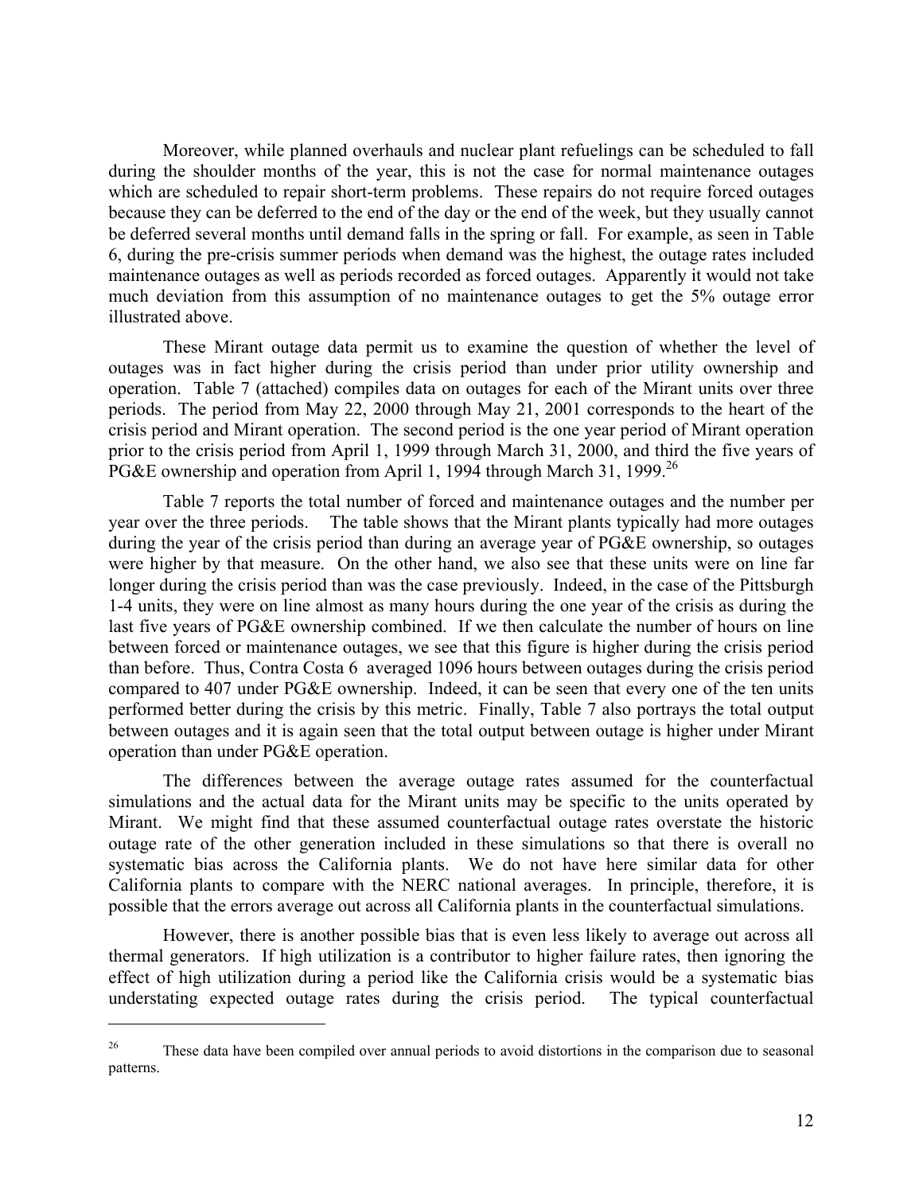Moreover, while planned overhauls and nuclear plant refuelings can be scheduled to fall during the shoulder months of the year, this is not the case for normal maintenance outages which are scheduled to repair short-term problems. These repairs do not require forced outages because they can be deferred to the end of the day or the end of the week, but they usually cannot be deferred several months until demand falls in the spring or fall. For example, as seen in Table 6, during the pre-crisis summer periods when demand was the highest, the outage rates included maintenance outages as well as periods recorded as forced outages. Apparently it would not take much deviation from this assumption of no maintenance outages to get the 5% outage error illustrated above.

These Mirant outage data permit us to examine the question of whether the level of outages was in fact higher during the crisis period than under prior utility ownership and operation. Table 7 (attached) compiles data on outages for each of the Mirant units over three periods. The period from May 22, 2000 through May 21, 2001 corresponds to the heart of the crisis period and Mirant operation. The second period is the one year period of Mirant operation prior to the crisis period from April 1, 1999 through March 31, 2000, and third the five years of PG&E ownership and operation from April 1, 1994 through March 31, 1999.[26]

Table 7 reports the total number of forced and maintenance outages and the number per year over the three periods. The table shows that the Mirant plants typically had more outages during the year of the crisis period than during an average year of PG&E ownership, so outages were higher by that measure. On the other hand, we also see that these units were on line far longer during the crisis period than was the case previously. Indeed, in the case of the Pittsburgh 1-4 units, they were on line almost as many hours during the one year of the crisis as during the last five years of PG&E ownership combined. If we then calculate the number of hours on line between forced or maintenance outages, we see that this figure is higher during the crisis period than before. Thus, Contra Costa 6 averaged 1096 hours between outages during the crisis period compared to 407 under PG&E ownership. Indeed, it can be seen that every one of the ten units performed better during the crisis by this metric. Finally, Table 7 also portrays the total output between outages and it is again seen that the total output between outage is higher under Mirant operation than under PG&E operation.

The differences between the average outage rates assumed for the counterfactual simulations and the actual data for the Mirant units may be specific to the units operated by Mirant. We might find that these assumed counterfactual outage rates overstate the historic outage rate of the other generation included in these simulations so that there is overall no systematic bias across the California plants. We do not have here similar data for other California plants to compare with the NERC national averages. In principle, therefore, it is possible that the errors average out across all California plants in the counterfactual simulations.

However, there is another possible bias that is even less likely to average out across all thermal generators. If high utilization is a contributor to higher failure rates, then ignoring the effect of high utilization during a period like the California crisis would be a systematic bias understating expected outage rates during the crisis period. The typical counterfactual

[26] These data have been compiled over annual periods to avoid distortions in the comparison due to seasonal patterns.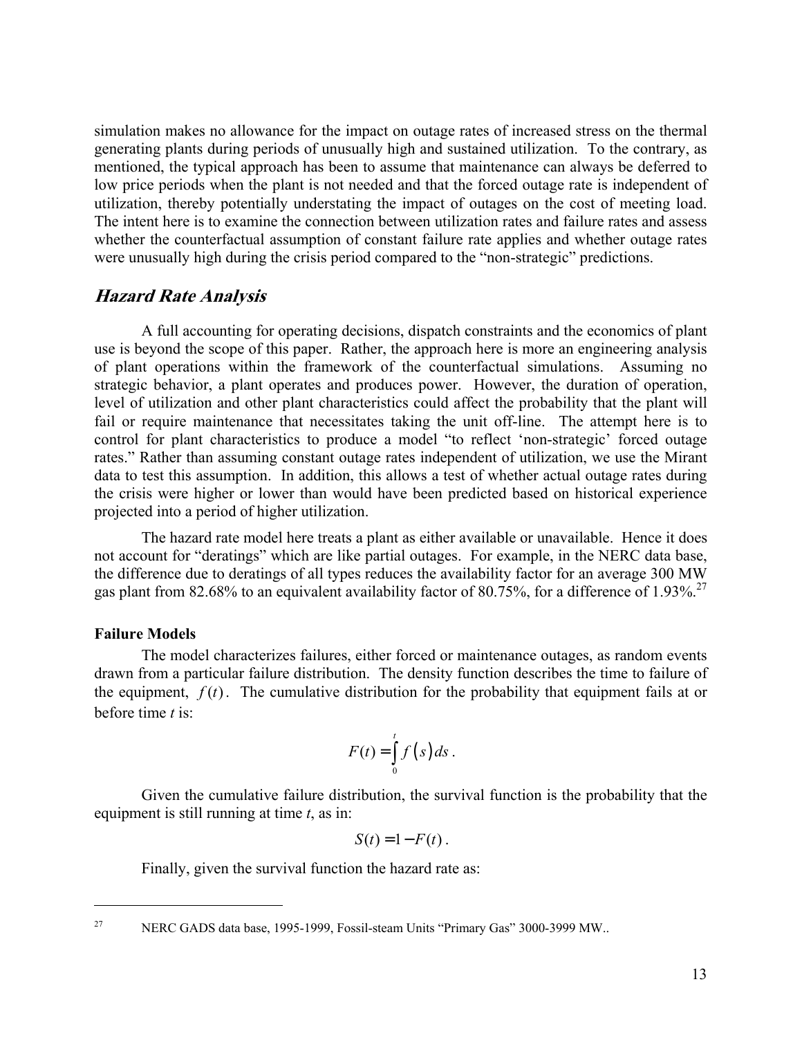simulation makes no allowance for the impact on outage rates of increased stress on the thermal generating plants during periods of unusually high and sustained utilization. To the contrary, as mentioned, the typical approach has been to assume that maintenance can always be deferred to low price periods when the plant is not needed and that the forced outage rate is independent of utilization, thereby potentially understating the impact of outages on the cost of meeting load. The intent here is to examine the connection between utilization rates and failure rates and assess whether the counterfactual assumption of constant failure rate applies and whether outage rates were unusually high during the crisis period compared to the "non-strategic" predictions.

## *Hazard Rate Analysis*

A full accounting for operating decisions, dispatch constraints and the economics of plant use is beyond the scope of this paper. Rather, the approach here is more an engineering analysis of plant operations within the framework of the counterfactual simulations. Assuming no strategic behavior, a plant operates and produces power. However, the duration of operation, level of utilization and other plant characteristics could affect the probability that the plant will fail or require maintenance that necessitates taking the unit off-line. The attempt here is to control for plant characteristics to produce a model "to reflect 'non-strategic' forced outage rates." Rather than assuming constant outage rates independent of utilization, we use the Mirant data to test this assumption. In addition, this allows a test of whether actual outage rates during the crisis were higher or lower than would have been predicted based on historical experience projected into a period of higher utilization.

The hazard rate model here treats a plant as either available or unavailable. Hence it does not account for "deratings" which are like partial outages. For example, in the NERC data base, the difference due to deratings of all types reduces the availability factor for an average 300 MW gas plant from 82.68% to an equivalent availability factor of 80.75%, for a difference of 1.93%.[27]

### Failure Models

The model characterizes failures, either forced or maintenance outages, as random events drawn from a particular failure distribution. The density function describes the time to failure of the equipment, $f(t)$. The cumulative distribution for the probability that equipment fails at or before time *t* is:

$$F(t) = \int_0^t f(s)\,ds\,.$$

Given the cumulative failure distribution, the survival function is the probability that the equipment is still running at time *t*, as in:

$$S(t) = 1 - F(t)\,.$$

Finally, given the survival function the hazard rate as:

[27] NERC GADS data base, 1995-1999, Fossil-steam Units "Primary Gas" 3000-3999 MW..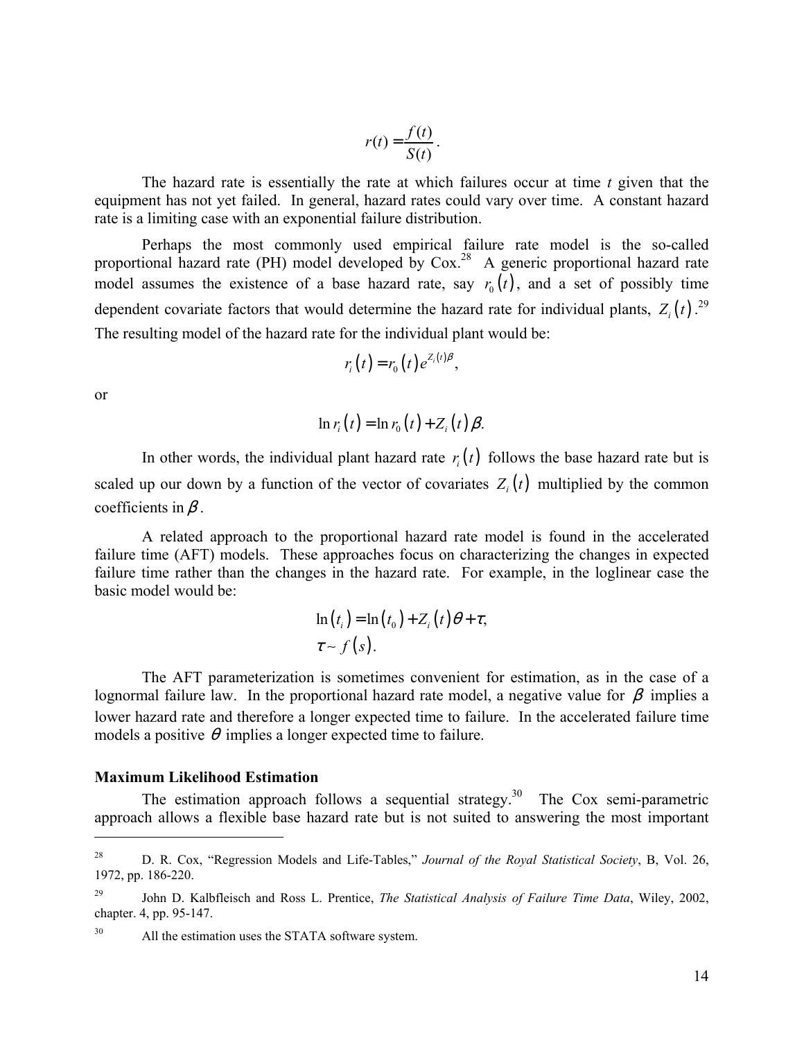$$r(t) = \frac{f(t)}{S(t)}.$$

The hazard rate is essentially the rate at which failures occur at time *t* given that the equipment has not yet failed. In general, hazard rates could vary over time. A constant hazard rate is a limiting case with an exponential failure distribution.

Perhaps the most commonly used empirical failure rate model is the so-called proportional hazard rate (PH) model developed by Cox.[28] A generic proportional hazard rate model assumes the existence of a base hazard rate, say $r_0(t)$, and a set of possibly time dependent covariate factors that would determine the hazard rate for individual plants, $Z_i(t)$.[29] The resulting model of the hazard rate for the individual plant would be:

$$r_i(t) = r_0(t)e^{Z_i(t)\beta},$$

or

$$\ln r_i(t) = \ln r_0(t) + Z_i(t)\beta.$$

In other words, the individual plant hazard rate $r_i(t)$ follows the base hazard rate but is scaled up our down by a function of the vector of covariates $Z_i(t)$ multiplied by the common coefficients in $\beta$.

A related approach to the proportional hazard rate model is found in the accelerated failure time (AFT) models. These approaches focus on characterizing the changes in expected failure time rather than the changes in the hazard rate. For example, in the loglinear case the basic model would be:

$$\ln(t_i) = \ln(t_0) + Z_i(t)\theta + \tau,$$
$$\tau \sim f(s).$$

The AFT parameterization is sometimes convenient for estimation, as in the case of a lognormal failure law. In the proportional hazard rate model, a negative value for $\beta$ implies a lower hazard rate and therefore a longer expected time to failure. In the accelerated failure time models a positive $\theta$ implies a longer expected time to failure.

**Maximum Likelihood Estimation**

The estimation approach follows a sequential strategy.[30] The Cox semi-parametric approach allows a flexible base hazard rate but is not suited to answering the most important

---

[28] D. R. Cox, "Regression Models and Life-Tables," *Journal of the Royal Statistical Society*, B, Vol. 26, 1972, pp. 186-220.

[29] John D. Kalbfleisch and Ross L. Prentice, *The Statistical Analysis of Failure Time Data*, Wiley, 2002, chapter. 4, pp. 95-147.

[30] All the estimation uses the STATA software system.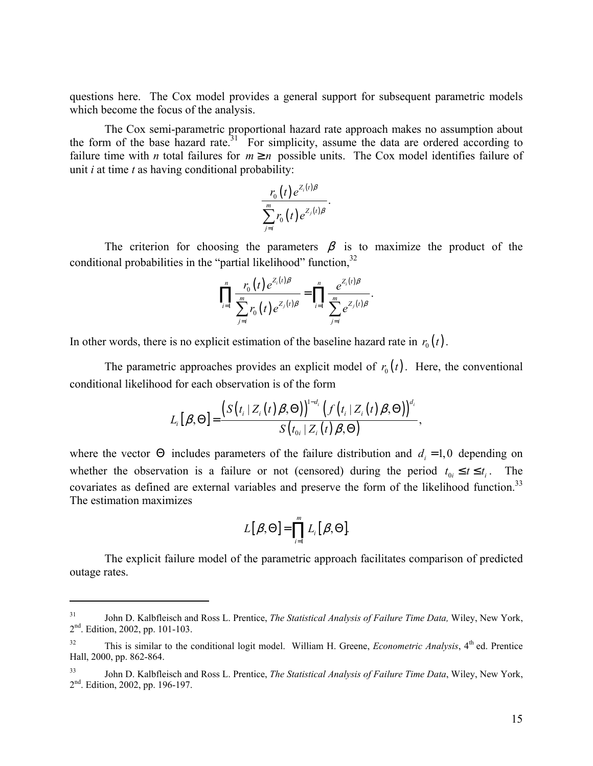questions here. The Cox model provides a general support for subsequent parametric models which become the focus of the analysis.

The Cox semi-parametric proportional hazard rate approach makes no assumption about the form of the base hazard rate.[31] For simplicity, assume the data are ordered according to failure time with *n* total failures for $m \geq n$ possible units. The Cox model identifies failure of unit *i* at time *t* as having conditional probability:

$$\frac{r_0(t)e^{Z_i(t)\beta}}{\sum_{j=i}^{m} r_0(t)e^{Z_j(t)\beta}}.$$

The criterion for choosing the parameters $\beta$ is to maximize the product of the conditional probabilities in the "partial likelihood" function,[32]

$$\prod_{i=1}^{n} \frac{r_0(t)e^{Z_i(t)\beta}}{\sum_{j=i}^{m} r_0(t)e^{Z_j(t)\beta}} = \prod_{i=1}^{n} \frac{e^{Z_i(t)\beta}}{\sum_{j=i}^{m} e^{Z_j(t)\beta}}.$$

In other words, there is no explicit estimation of the baseline hazard rate in $r_0(t)$.

The parametric approaches provides an explicit model of $r_0(t)$. Here, the conventional conditional likelihood for each observation is of the form

$$L_i[\beta,\Theta] = \frac{\left(S\left(t_i \mid Z_i(t)\beta,\Theta\right)\right)^{1-d_i}\left(f\left(t_i \mid Z_i(t)\beta,\Theta\right)\right)^{d_i}}{S\left(t_{0i} \mid Z_i(t)\beta,\Theta\right)},$$

where the vector $\Theta$ includes parameters of the failure distribution and $d_i = 1,0$ depending on whether the observation is a failure or not (censored) during the period $t_{0i} \leq t \leq t_i$. The covariates as defined are external variables and preserve the form of the likelihood function.[33] The estimation maximizes

$$L[\beta,\Theta] = \prod_{i=1}^{m} L_i[\beta,\Theta].$$

The explicit failure model of the parametric approach facilitates comparison of predicted outage rates.

---

[31] John D. Kalbfleisch and Ross L. Prentice, *The Statistical Analysis of Failure Time Data,* Wiley, New York, 2nd. Edition, 2002, pp. 101-103.

[32] This is similar to the conditional logit model. William H. Greene, *Econometric Analysis*, 4th ed. Prentice Hall, 2000, pp. 862-864.

[33] John D. Kalbfleisch and Ross L. Prentice, *The Statistical Analysis of Failure Time Data*, Wiley, New York, 2nd. Edition, 2002, pp. 196-197.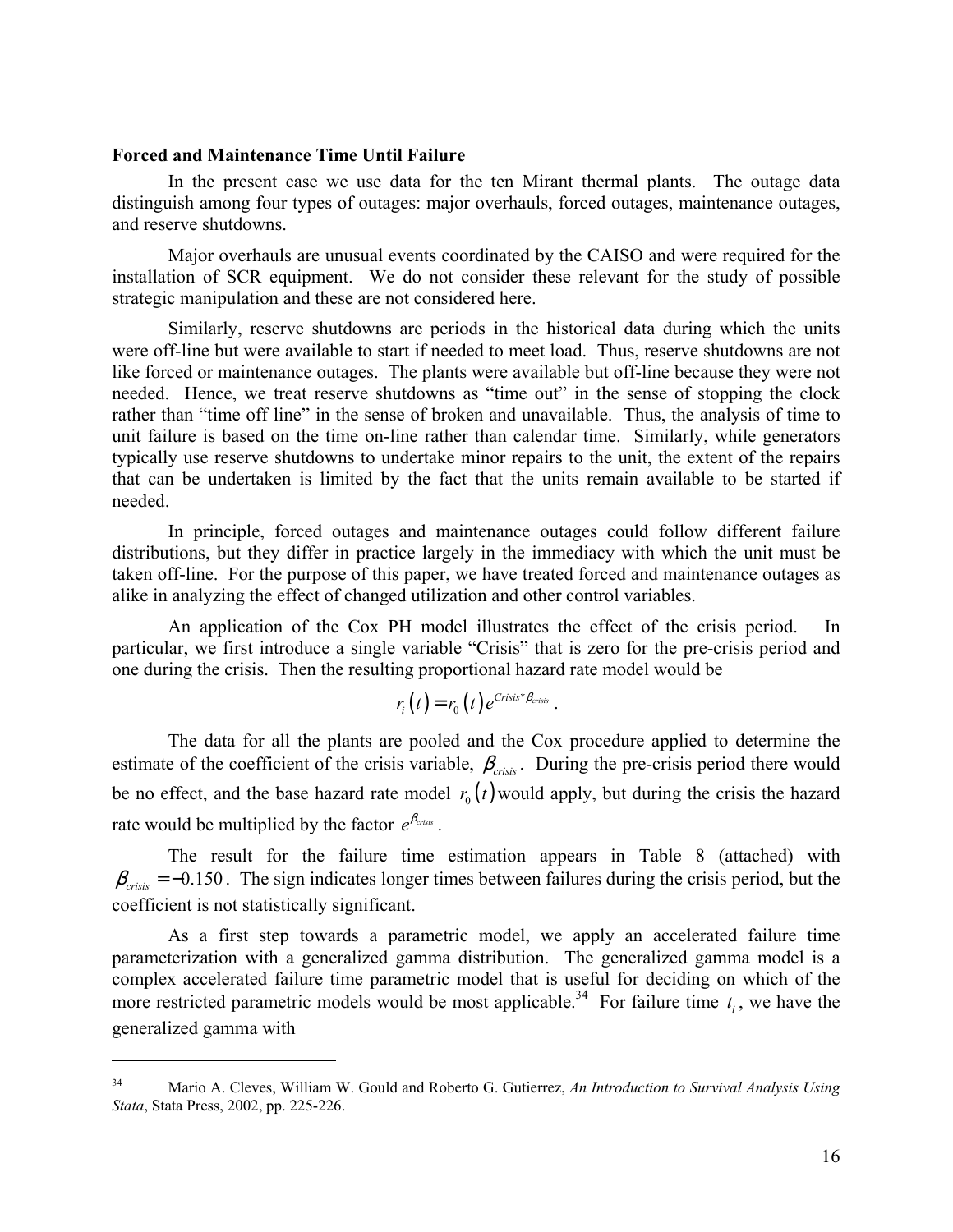**Forced and Maintenance Time Until Failure**

In the present case we use data for the ten Mirant thermal plants. The outage data distinguish among four types of outages: major overhauls, forced outages, maintenance outages, and reserve shutdowns.

Major overhauls are unusual events coordinated by the CAISO and were required for the installation of SCR equipment. We do not consider these relevant for the study of possible strategic manipulation and these are not considered here.

Similarly, reserve shutdowns are periods in the historical data during which the units were off-line but were available to start if needed to meet load. Thus, reserve shutdowns are not like forced or maintenance outages. The plants were available but off-line because they were not needed. Hence, we treat reserve shutdowns as "time out" in the sense of stopping the clock rather than "time off line" in the sense of broken and unavailable. Thus, the analysis of time to unit failure is based on the time on-line rather than calendar time. Similarly, while generators typically use reserve shutdowns to undertake minor repairs to the unit, the extent of the repairs that can be undertaken is limited by the fact that the units remain available to be started if needed.

In principle, forced outages and maintenance outages could follow different failure distributions, but they differ in practice largely in the immediacy with which the unit must be taken off-line. For the purpose of this paper, we have treated forced and maintenance outages as alike in analyzing the effect of changed utilization and other control variables.

An application of the Cox PH model illustrates the effect of the crisis period. In particular, we first introduce a single variable "Crisis" that is zero for the pre-crisis period and one during the crisis. Then the resulting proportional hazard rate model would be

$$r_i(t) = r_0(t)\, e^{Crisis*\beta_{crisis}}.$$

The data for all the plants are pooled and the Cox procedure applied to determine the estimate of the coefficient of the crisis variable, $\beta_{crisis}$. During the pre-crisis period there would be no effect, and the base hazard rate model $r_0(t)$ would apply, but during the crisis the hazard rate would be multiplied by the factor $e^{\beta_{crisis}}$.

The result for the failure time estimation appears in Table 8 (attached) with $\beta_{crisis} = -0.150$. The sign indicates longer times between failures during the crisis period, but the coefficient is not statistically significant.

As a first step towards a parametric model, we apply an accelerated failure time parameterization with a generalized gamma distribution. The generalized gamma model is a complex accelerated failure time parametric model that is useful for deciding on which of the more restricted parametric models would be most applicable.[34] For failure time $t_i$, we have the generalized gamma with

---

[34] Mario A. Cleves, William W. Gould and Roberto G. Gutierrez, *An Introduction to Survival Analysis Using Stata*, Stata Press, 2002, pp. 225-226.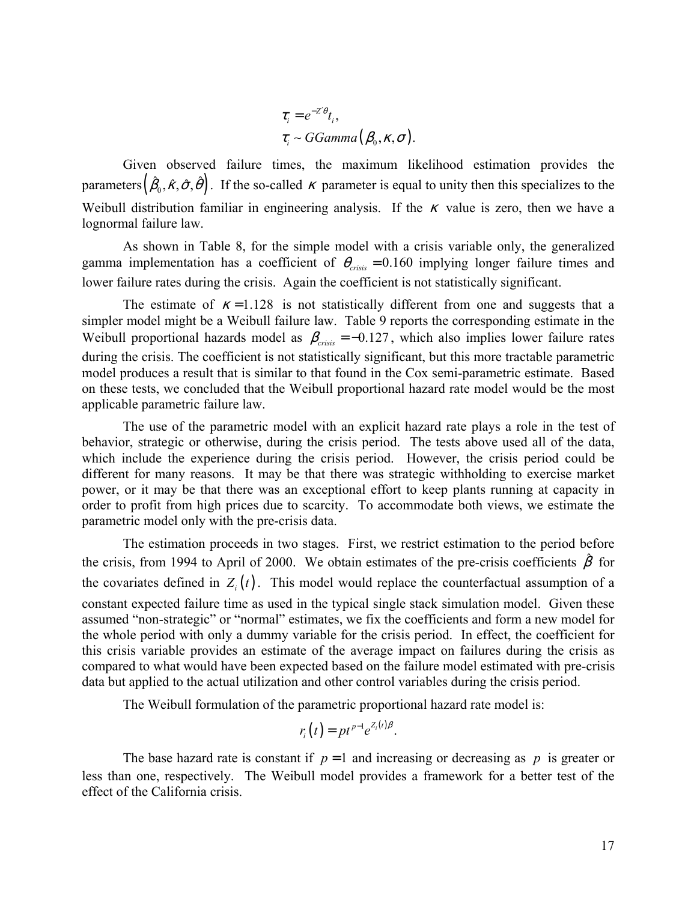$$\tau_i = e^{-Z'\theta} t_i,$$
$$\tau_i \sim GGamma\left(\beta_0, \kappa, \sigma\right).$$

Given observed failure times, the maximum likelihood estimation provides the parameters $\left(\hat{\beta}_0, \hat{\kappa}, \hat{\sigma}, \hat{\theta}\right)$. If the so-called $\kappa$ parameter is equal to unity then this specializes to the Weibull distribution familiar in engineering analysis. If the $\kappa$ value is zero, then we have a lognormal failure law.

As shown in Table 8, for the simple model with a crisis variable only, the generalized gamma implementation has a coefficient of $\theta_{crisis} = 0.160$ implying longer failure times and lower failure rates during the crisis. Again the coefficient is not statistically significant.

The estimate of $\kappa = 1.128$ is not statistically different from one and suggests that a simpler model might be a Weibull failure law. Table 9 reports the corresponding estimate in the Weibull proportional hazards model as $\beta_{crisis} = -0.127$, which also implies lower failure rates during the crisis. The coefficient is not statistically significant, but this more tractable parametric model produces a result that is similar to that found in the Cox semi-parametric estimate. Based on these tests, we concluded that the Weibull proportional hazard rate model would be the most applicable parametric failure law.

The use of the parametric model with an explicit hazard rate plays a role in the test of behavior, strategic or otherwise, during the crisis period. The tests above used all of the data, which include the experience during the crisis period. However, the crisis period could be different for many reasons. It may be that there was strategic withholding to exercise market power, or it may be that there was an exceptional effort to keep plants running at capacity in order to profit from high prices due to scarcity. To accommodate both views, we estimate the parametric model only with the pre-crisis data.

The estimation proceeds in two stages. First, we restrict estimation to the period before the crisis, from 1994 to April of 2000. We obtain estimates of the pre-crisis coefficients $\hat{\beta}$ for the covariates defined in $Z_i(t)$. This model would replace the counterfactual assumption of a constant expected failure time as used in the typical single stack simulation model. Given these assumed "non-strategic" or "normal" estimates, we fix the coefficients and form a new model for the whole period with only a dummy variable for the crisis period. In effect, the coefficient for this crisis variable provides an estimate of the average impact on failures during the crisis as compared to what would have been expected based on the failure model estimated with pre-crisis data but applied to the actual utilization and other control variables during the crisis period.

The Weibull formulation of the parametric proportional hazard rate model is:

$$r_i(t) = pt^{p-1} e^{Z_i(t)\beta}.$$

The base hazard rate is constant if $p = 1$ and increasing or decreasing as $p$ is greater or less than one, respectively. The Weibull model provides a framework for a better test of the effect of the California crisis.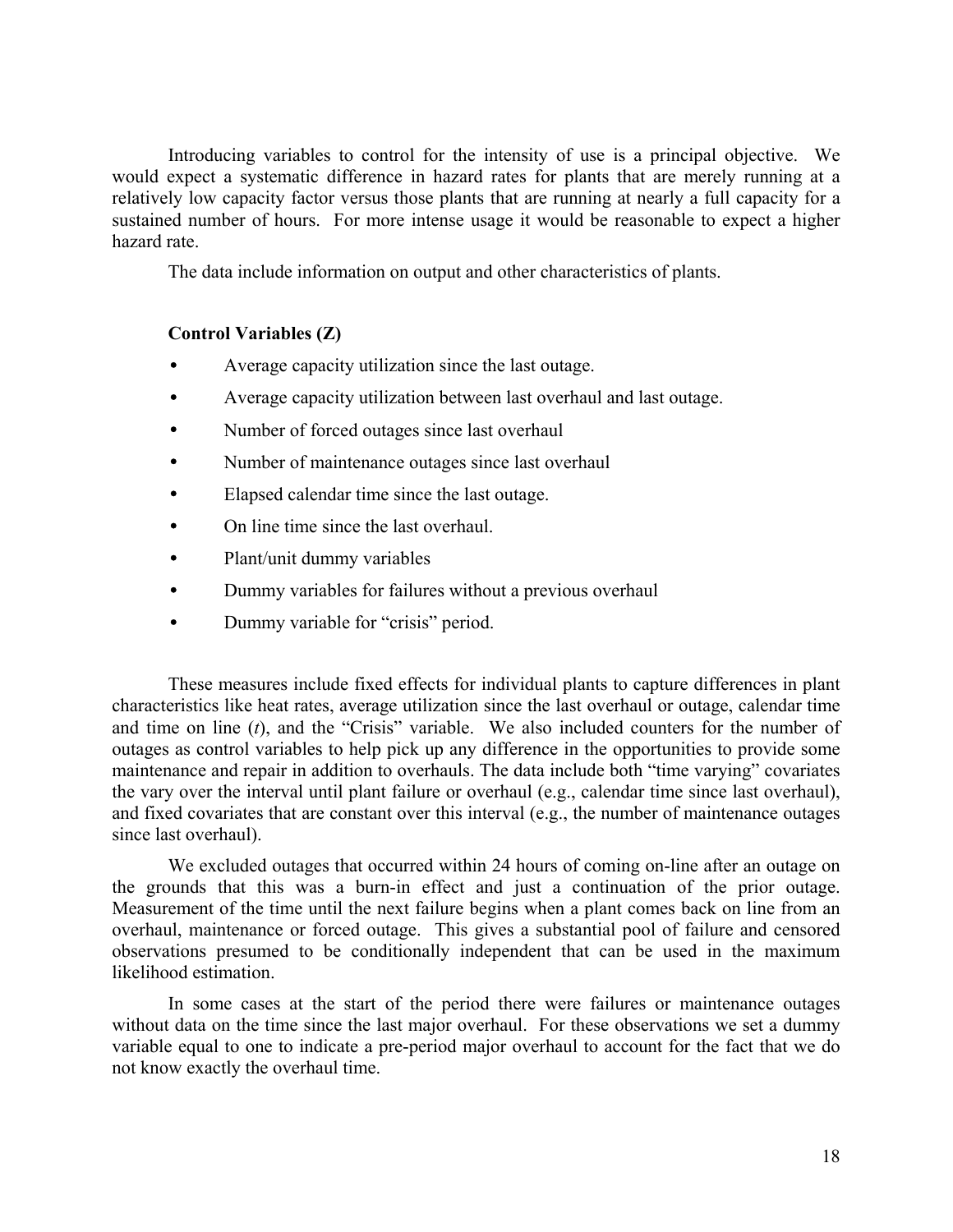Introducing variables to control for the intensity of use is a principal objective. We would expect a systematic difference in hazard rates for plants that are merely running at a relatively low capacity factor versus those plants that are running at nearly a full capacity for a sustained number of hours. For more intense usage it would be reasonable to expect a higher hazard rate.

The data include information on output and other characteristics of plants.

**Control Variables (Z)**

- Average capacity utilization since the last outage.
- Average capacity utilization between last overhaul and last outage.
- Number of forced outages since last overhaul
- Number of maintenance outages since last overhaul
- Elapsed calendar time since the last outage.
- On line time since the last overhaul.
- Plant/unit dummy variables
- Dummy variables for failures without a previous overhaul
- Dummy variable for "crisis" period.

These measures include fixed effects for individual plants to capture differences in plant characteristics like heat rates, average utilization since the last overhaul or outage, calendar time and time on line ($t$), and the "Crisis" variable. We also included counters for the number of outages as control variables to help pick up any difference in the opportunities to provide some maintenance and repair in addition to overhauls. The data include both "time varying" covariates the vary over the interval until plant failure or overhaul (e.g., calendar time since last overhaul), and fixed covariates that are constant over this interval (e.g., the number of maintenance outages since last overhaul).

We excluded outages that occurred within 24 hours of coming on-line after an outage on the grounds that this was a burn-in effect and just a continuation of the prior outage. Measurement of the time until the next failure begins when a plant comes back on line from an overhaul, maintenance or forced outage. This gives a substantial pool of failure and censored observations presumed to be conditionally independent that can be used in the maximum likelihood estimation.

In some cases at the start of the period there were failures or maintenance outages without data on the time since the last major overhaul. For these observations we set a dummy variable equal to one to indicate a pre-period major overhaul to account for the fact that we do not know exactly the overhaul time.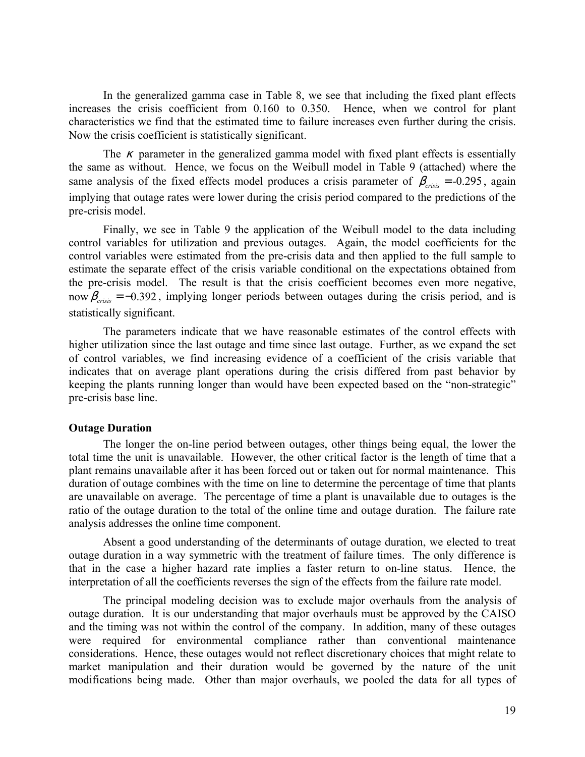In the generalized gamma case in Table 8, we see that including the fixed plant effects increases the crisis coefficient from 0.160 to 0.350. Hence, when we control for plant characteristics we find that the estimated time to failure increases even further during the crisis. Now the crisis coefficient is statistically significant.

The $\kappa$ parameter in the generalized gamma model with fixed plant effects is essentially the same as without. Hence, we focus on the Weibull model in Table 9 (attached) where the same analysis of the fixed effects model produces a crisis parameter of $\beta_{crisis} = -0.295$, again implying that outage rates were lower during the crisis period compared to the predictions of the pre-crisis model.

Finally, we see in Table 9 the application of the Weibull model to the data including control variables for utilization and previous outages. Again, the model coefficients for the control variables were estimated from the pre-crisis data and then applied to the full sample to estimate the separate effect of the crisis variable conditional on the expectations obtained from the pre-crisis model. The result is that the crisis coefficient becomes even more negative, now $\beta_{crisis} = -0.392$, implying longer periods between outages during the crisis period, and is statistically significant.

The parameters indicate that we have reasonable estimates of the control effects with higher utilization since the last outage and time since last outage. Further, as we expand the set of control variables, we find increasing evidence of a coefficient of the crisis variable that indicates that on average plant operations during the crisis differed from past behavior by keeping the plants running longer than would have been expected based on the "non-strategic" pre-crisis base line.

**Outage Duration**

The longer the on-line period between outages, other things being equal, the lower the total time the unit is unavailable. However, the other critical factor is the length of time that a plant remains unavailable after it has been forced out or taken out for normal maintenance. This duration of outage combines with the time on line to determine the percentage of time that plants are unavailable on average. The percentage of time a plant is unavailable due to outages is the ratio of the outage duration to the total of the online time and outage duration. The failure rate analysis addresses the online time component.

Absent a good understanding of the determinants of outage duration, we elected to treat outage duration in a way symmetric with the treatment of failure times. The only difference is that in the case a higher hazard rate implies a faster return to on-line status. Hence, the interpretation of all the coefficients reverses the sign of the effects from the failure rate model.

The principal modeling decision was to exclude major overhauls from the analysis of outage duration. It is our understanding that major overhauls must be approved by the CAISO and the timing was not within the control of the company. In addition, many of these outages were required for environmental compliance rather than conventional maintenance considerations. Hence, these outages would not reflect discretionary choices that might relate to market manipulation and their duration would be governed by the nature of the unit modifications being made. Other than major overhauls, we pooled the data for all types of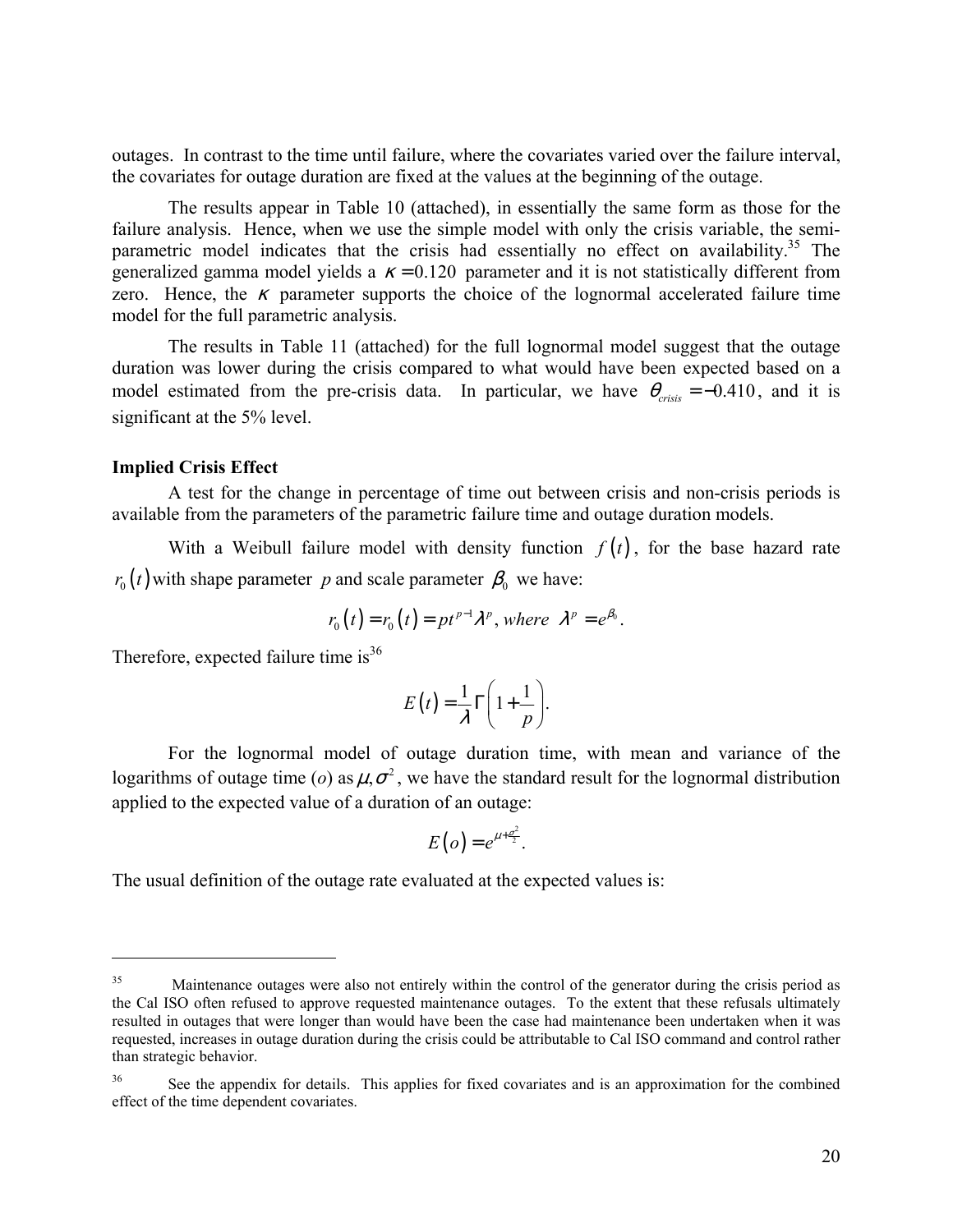outages. In contrast to the time until failure, where the covariates varied over the failure interval, the covariates for outage duration are fixed at the values at the beginning of the outage.

The results appear in Table 10 (attached), in essentially the same form as those for the failure analysis. Hence, when we use the simple model with only the crisis variable, the semi-parametric model indicates that the crisis had essentially no effect on availability.[35] The generalized gamma model yields a $\kappa = 0.120$ parameter and it is not statistically different from zero. Hence, the $\kappa$ parameter supports the choice of the lognormal accelerated failure time model for the full parametric analysis.

The results in Table 11 (attached) for the full lognormal model suggest that the outage duration was lower during the crisis compared to what would have been expected based on a model estimated from the pre-crisis data. In particular, we have $\theta_{crisis} = -0.410$, and it is significant at the 5% level.

**Implied Crisis Effect**

A test for the change in percentage of time out between crisis and non-crisis periods is available from the parameters of the parametric failure time and outage duration models.

With a Weibull failure model with density function $f(t)$, for the base hazard rate $r_0(t)$ with shape parameter $p$ and scale parameter $\beta_0$ we have:

$$r_0(t) = r_0(t) = pt^{p-1}\lambda^p, \; where \;\; \lambda^p = e^{\beta_0}.$$

Therefore, expected failure time is[36]

$$E(t) = \frac{1}{\lambda}\Gamma\left(1 + \frac{1}{p}\right).$$

For the lognormal model of outage duration time, with mean and variance of the logarithms of outage time (*o*) as $\mu, \sigma^2$, we have the standard result for the lognormal distribution applied to the expected value of a duration of an outage:

$$E(o) = e^{\mu + \frac{\sigma^2}{2}}.$$

The usual definition of the outage rate evaluated at the expected values is:

---

[35] Maintenance outages were also not entirely within the control of the generator during the crisis period as the Cal ISO often refused to approve requested maintenance outages. To the extent that these refusals ultimately resulted in outages that were longer than would have been the case had maintenance been undertaken when it was requested, increases in outage duration during the crisis could be attributable to Cal ISO command and control rather than strategic behavior.

[36] See the appendix for details. This applies for fixed covariates and is an approximation for the combined effect of the time dependent covariates.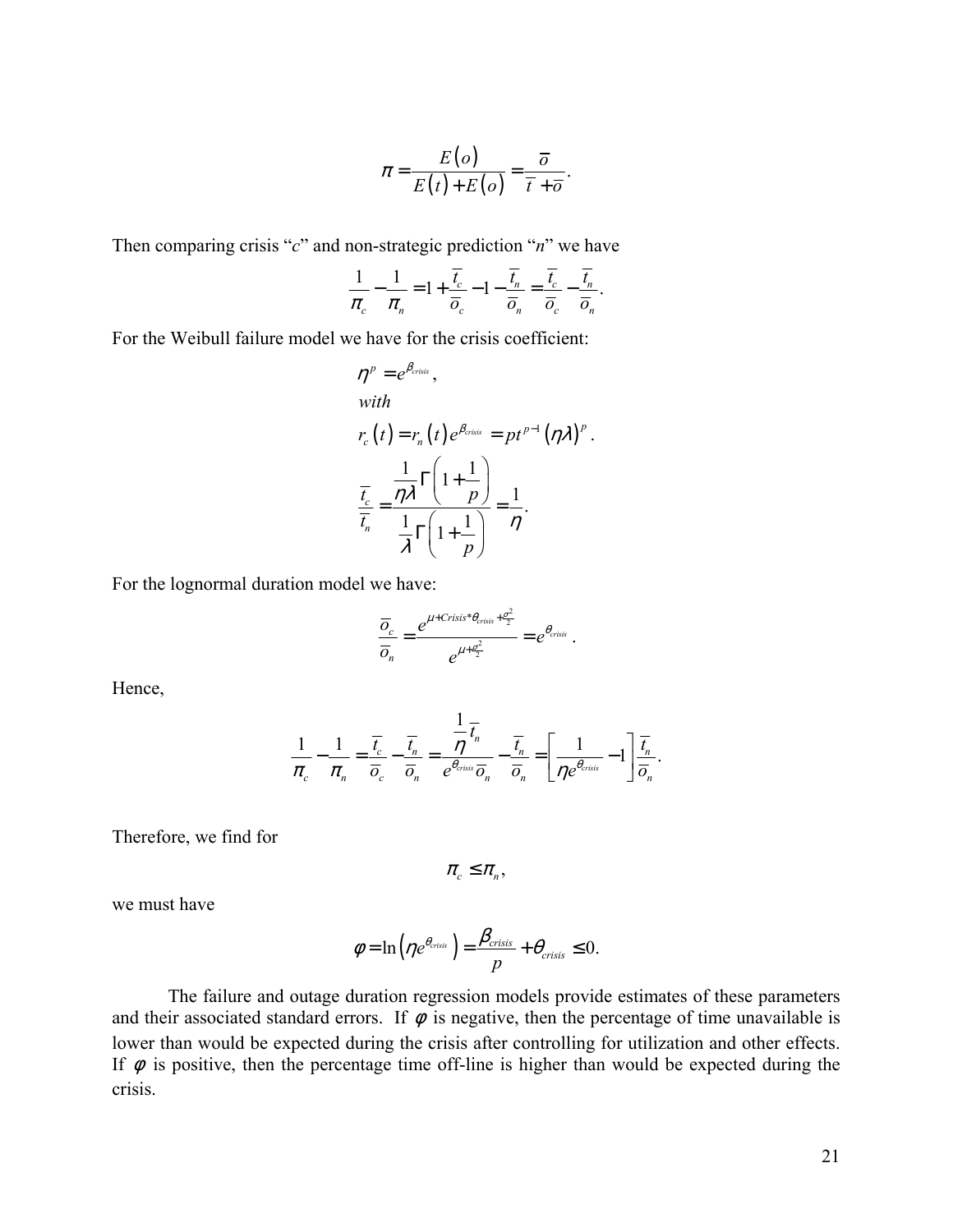$$\pi = \frac{E(o)}{E(t)+E(o)} = \frac{\bar{o}}{\bar{t}+\bar{o}}.$$

Then comparing crisis "*c*" and non-strategic prediction "*n*" we have

$$\frac{1}{\pi_c} - \frac{1}{\pi_n} = 1 + \frac{\bar{t}_c}{\bar{o}_c} - 1 - \frac{\bar{t}_n}{\bar{o}_n} = \frac{\bar{t}_c}{\bar{o}_c} - \frac{\bar{t}_n}{\bar{o}_n}.$$

For the Weibull failure model we have for the crisis coefficient:

$$\eta^p = e^{\beta_{crisis}},$$

$$with$$

$$r_c(t) = r_n(t)e^{\beta_{crisis}} = pt^{p-1}(\eta\lambda)^p.$$

$$\frac{\bar{t}_c}{\bar{t}_n} = \frac{\frac{1}{\eta\lambda}\Gamma\left(1+\frac{1}{p}\right)}{\frac{1}{\lambda}\Gamma\left(1+\frac{1}{p}\right)} = \frac{1}{\eta}.$$

For the lognormal duration model we have:

$$\frac{\bar{o}_c}{\bar{o}_n} = \frac{e^{\mu + Crisis*\theta_{crisis} + \frac{\sigma^2}{2}}}{e^{\mu + \frac{\sigma^2}{2}}} = e^{\theta_{crisis}}.$$

Hence,

$$\frac{1}{\pi_c} - \frac{1}{\pi_n} = \frac{\bar{t}_c}{\bar{o}_c} - \frac{\bar{t}_n}{\bar{o}_n} = \frac{\frac{1}{\eta}\bar{t}_n}{e^{\theta_{crisis}}\bar{o}_n} - \frac{\bar{t}_n}{\bar{o}_n} = \left[\frac{1}{\eta e^{\theta_{crisis}}} - 1\right]\frac{\bar{t}_n}{\bar{o}_n}.$$

Therefore, we find for

$$\pi_c \leq \pi_n,$$

we must have

$$\varphi = \ln\left(\eta e^{\theta_{crisis}}\right) = \frac{\beta_{crisis}}{p} + \theta_{crisis} \leq 0.$$

The failure and outage duration regression models provide estimates of these parameters and their associated standard errors. If $\varphi$ is negative, then the percentage of time unavailable is lower than would be expected during the crisis after controlling for utilization and other effects. If $\varphi$ is positive, then the percentage time off-line is higher than would be expected during the crisis.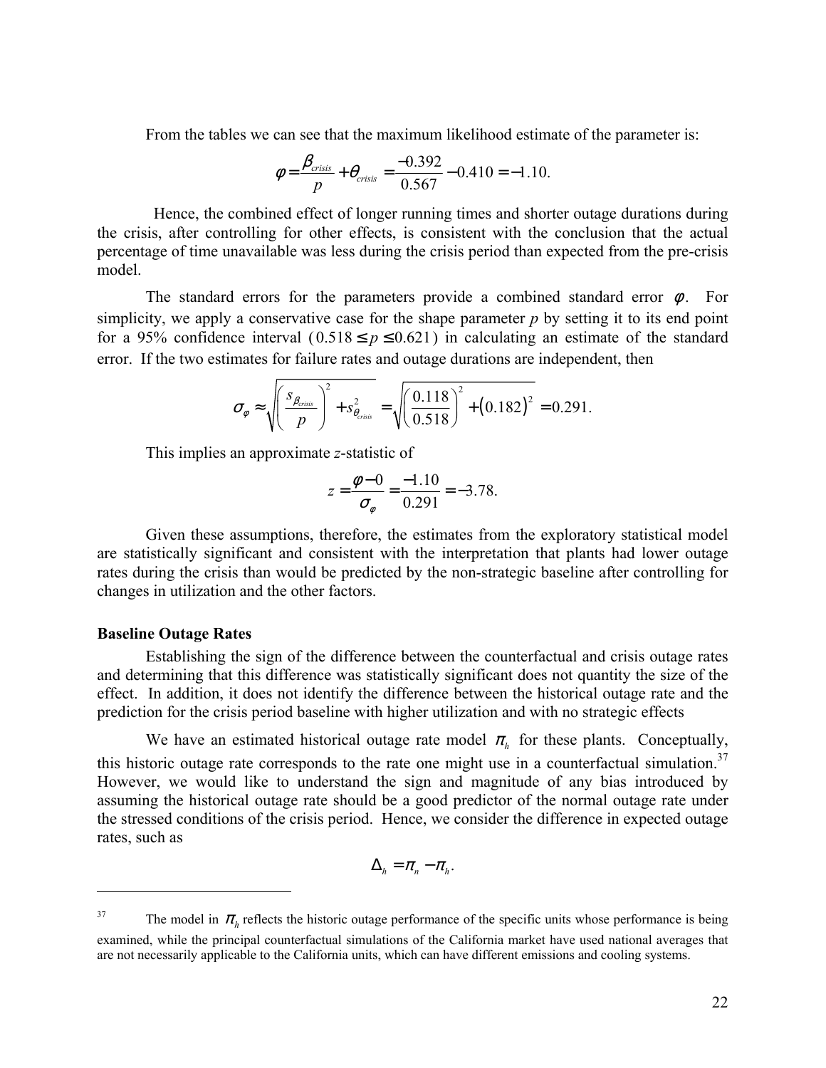From the tables we can see that the maximum likelihood estimate of the parameter is:

$$\phi = \frac{\beta_{crisis}}{p} + \theta_{crisis} = \frac{-0.392}{0.567} - 0.410 = -1.10.$$

Hence, the combined effect of longer running times and shorter outage durations during the crisis, after controlling for other effects, is consistent with the conclusion that the actual percentage of time unavailable was less during the crisis period than expected from the pre-crisis model.

The standard errors for the parameters provide a combined standard error $\phi$. For simplicity, we apply a conservative case for the shape parameter $p$ by setting it to its end point for a 95% confidence interval ($0.518 \le p \le 0.621$) in calculating an estimate of the standard error. If the two estimates for failure rates and outage durations are independent, then

$$\sigma_{\phi} \approx \sqrt{\left(\frac{s_{\beta_{crisis}}}{p}\right)^2 + s^2_{\theta_{crisis}}} = \sqrt{\left(\frac{0.118}{0.518}\right)^2 + (0.182)^2} = 0.291.$$

This implies an approximate $z$-statistic of

$$z = \frac{\phi - 0}{\sigma_{\phi}} = \frac{-1.10}{0.291} = -3.78.$$

Given these assumptions, therefore, the estimates from the exploratory statistical model are statistically significant and consistent with the interpretation that plants had lower outage rates during the crisis than would be predicted by the non-strategic baseline after controlling for changes in utilization and the other factors.

**Baseline Outage Rates**

Establishing the sign of the difference between the counterfactual and crisis outage rates and determining that this difference was statistically significant does not quantity the size of the effect. In addition, it does not identify the difference between the historical outage rate and the prediction for the crisis period baseline with higher utilization and with no strategic effects

We have an estimated historical outage rate model $\pi_h$ for these plants. Conceptually, this historic outage rate corresponds to the rate one might use in a counterfactual simulation.[37] However, we would like to understand the sign and magnitude of any bias introduced by assuming the historical outage rate should be a good predictor of the normal outage rate under the stressed conditions of the crisis period. Hence, we consider the difference in expected outage rates, such as

$$\Delta_h = \pi_n - \pi_h.$$

---

[37] The model in $\pi_h$ reflects the historic outage performance of the specific units whose performance is being examined, while the principal counterfactual simulations of the California market have used national averages that are not necessarily applicable to the California units, which can have different emissions and cooling systems.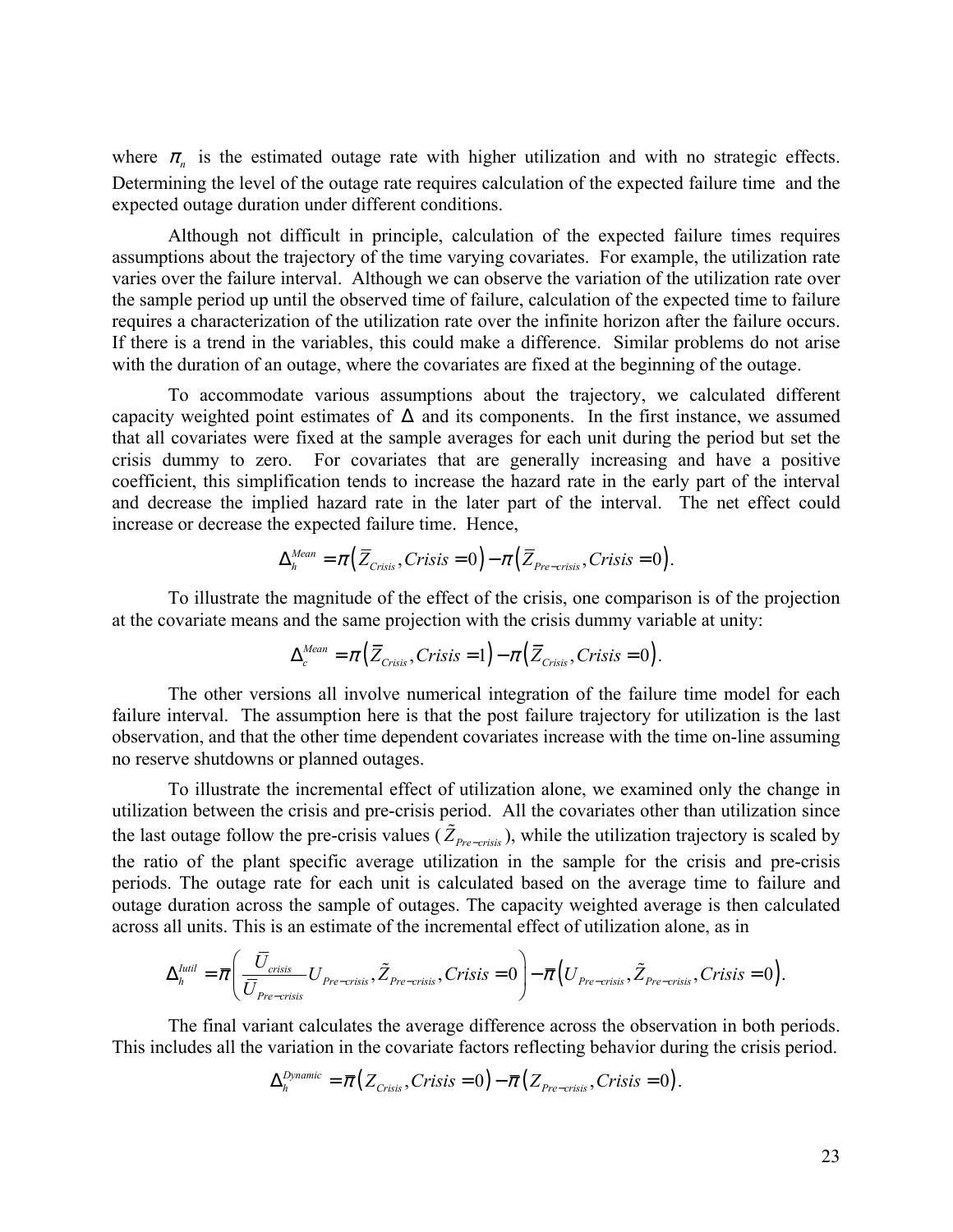where $\pi_n$ is the estimated outage rate with higher utilization and with no strategic effects. Determining the level of the outage rate requires calculation of the expected failure time and the expected outage duration under different conditions.

Although not difficult in principle, calculation of the expected failure times requires assumptions about the trajectory of the time varying covariates. For example, the utilization rate varies over the failure interval. Although we can observe the variation of the utilization rate over the sample period up until the observed time of failure, calculation of the expected time to failure requires a characterization of the utilization rate over the infinite horizon after the failure occurs. If there is a trend in the variables, this could make a difference. Similar problems do not arise with the duration of an outage, where the covariates are fixed at the beginning of the outage.

To accommodate various assumptions about the trajectory, we calculated different capacity weighted point estimates of $\Delta$ and its components. In the first instance, we assumed that all covariates were fixed at the sample averages for each unit during the period but set the crisis dummy to zero. For covariates that are generally increasing and have a positive coefficient, this simplification tends to increase the hazard rate in the early part of the interval and decrease the implied hazard rate in the later part of the interval. The net effect could increase or decrease the expected failure time. Hence,

$$\Delta_h^{Mean} = \pi\left(\bar{Z}_{Crisis}, Crisis = 0\right) - \pi\left(\bar{Z}_{Pre-crisis}, Crisis = 0\right).$$

To illustrate the magnitude of the effect of the crisis, one comparison is of the projection at the covariate means and the same projection with the crisis dummy variable at unity:

$$\Delta_c^{Mean} = \pi\left(\bar{Z}_{Crisis}, Crisis = 1\right) - \pi\left(\bar{Z}_{Crisis}, Crisis = 0\right).$$

The other versions all involve numerical integration of the failure time model for each failure interval. The assumption here is that the post failure trajectory for utilization is the last observation, and that the other time dependent covariates increase with the time on-line assuming no reserve shutdowns or planned outages.

To illustrate the incremental effect of utilization alone, we examined only the change in utilization between the crisis and pre-crisis period. All the covariates other than utilization since the last outage follow the pre-crisis values ($\tilde{Z}_{Pre-crisis}$), while the utilization trajectory is scaled by the ratio of the plant specific average utilization in the sample for the crisis and pre-crisis periods. The outage rate for each unit is calculated based on the average time to failure and outage duration across the sample of outages. The capacity weighted average is then calculated across all units. This is an estimate of the incremental effect of utilization alone, as in

$$\Delta_h^{Iutil} = \bar{\pi}\left(\frac{\bar{U}_{crisis}}{\bar{U}_{Pre-crisis}} U_{Pre-crisis}, \tilde{Z}_{Pre-crisis}, Crisis = 0\right) - \bar{\pi}\left(U_{Pre-crisis}, \tilde{Z}_{Pre-crisis}, Crisis = 0\right).$$

The final variant calculates the average difference across the observation in both periods. This includes all the variation in the covariate factors reflecting behavior during the crisis period.

$$\Delta_h^{Dynamic} = \bar{\pi}\left(Z_{Crisis}, Crisis = 0\right) - \bar{\pi}\left(Z_{Pre-crisis}, Crisis = 0\right).$$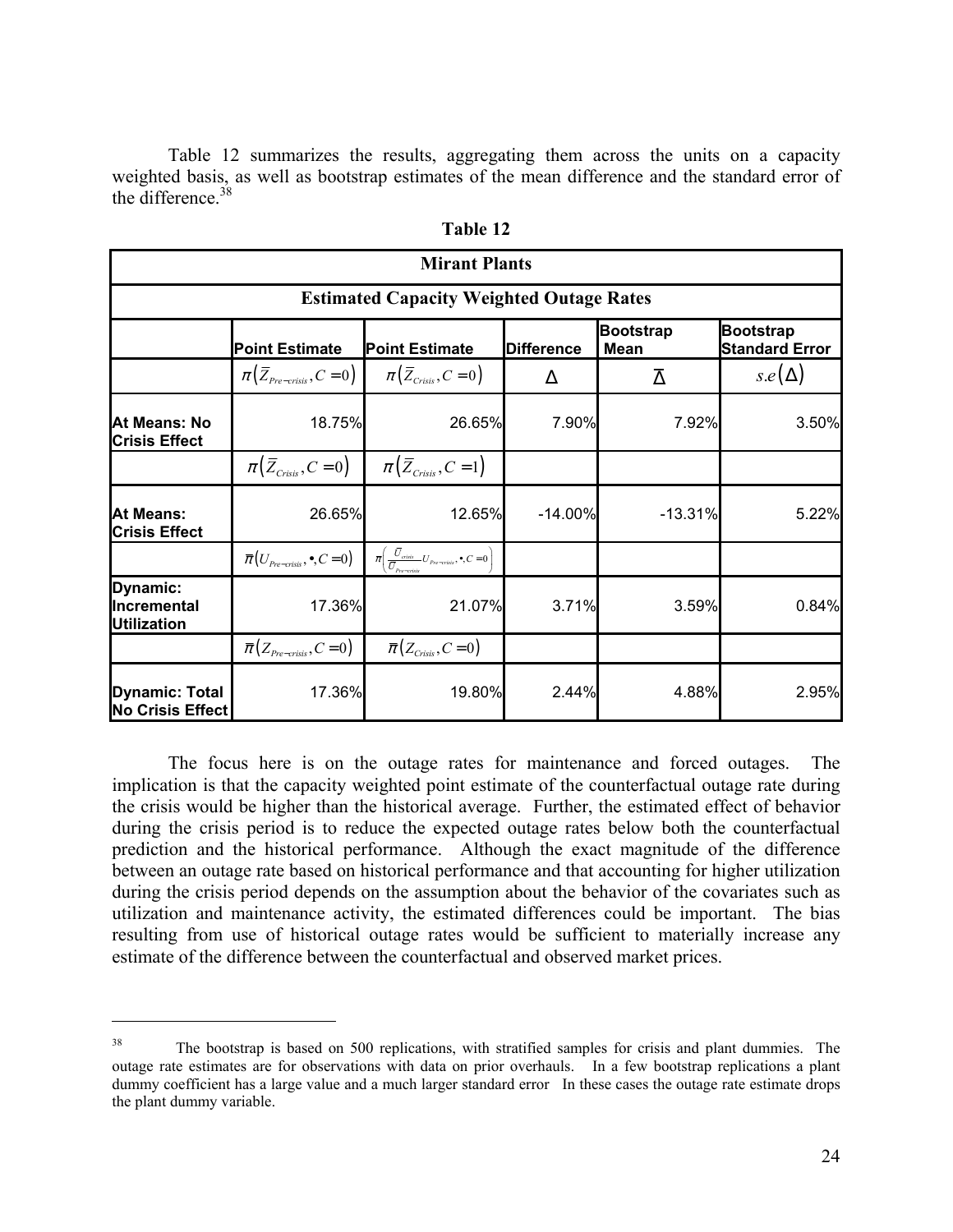Table 12 summarizes the results, aggregating them across the units on a capacity weighted basis, as well as bootstrap estimates of the mean difference and the standard error of the difference.[38]

**Table 12**

| **Mirant Plants** | | | | | |
|---|---|---|---|---|---|
| **Estimated Capacity Weighted Outage Rates** | | | | | |
| | **Point Estimate** | **Point Estimate** | **Difference** | **Bootstrap Mean** | **Bootstrap Standard Error** |
| | $\pi\left(\bar{Z}_{Pre-crisis}, C=0\right)$ | $\pi\left(\bar{Z}_{Crisis}, C=0\right)$ | $\Delta$ | $\bar{\Delta}$ | $s.e\left(\Delta\right)$ |
| **At Means: No Crisis Effect** | 18.75% | 26.65% | 7.90% | 7.92% | 3.50% |
| | $\pi\left(\bar{Z}_{Crisis}, C=0\right)$ | $\pi\left(\bar{Z}_{Crisis}, C=1\right)$ | | | |
| **At Means: Crisis Effect** | 26.65% | 12.65% | -14.00% | -13.31% | 5.22% |
| | $\bar{\pi}\left(U_{Pre-crisis}, \bullet, C=0\right)$ | $\pi\left(\frac{\bar{U}_{crisis}}{\bar{U}_{Pre-crisis}} U_{Pre-crisis}, \bullet, C=0\right)$ | | | |
| **Dynamic: Incremental Utilization** | 17.36% | 21.07% | 3.71% | 3.59% | 0.84% |
| | $\bar{\pi}\left(Z_{Pre-crisis}, C=0\right)$ | $\bar{\pi}\left(Z_{Crisis}, C=0\right)$ | | | |
| **Dynamic: Total No Crisis Effect** | 17.36% | 19.80% | 2.44% | 4.88% | 2.95% |

The focus here is on the outage rates for maintenance and forced outages. The implication is that the capacity weighted point estimate of the counterfactual outage rate during the crisis would be higher than the historical average. Further, the estimated effect of behavior during the crisis period is to reduce the expected outage rates below both the counterfactual prediction and the historical performance. Although the exact magnitude of the difference between an outage rate based on historical performance and that accounting for higher utilization during the crisis period depends on the assumption about the behavior of the covariates such as utilization and maintenance activity, the estimated differences could be important. The bias resulting from use of historical outage rates would be sufficient to materially increase any estimate of the difference between the counterfactual and observed market prices.

---

[38] The bootstrap is based on 500 replications, with stratified samples for crisis and plant dummies. The outage rate estimates are for observations with data on prior overhauls. In a few bootstrap replications a plant dummy coefficient has a large value and a much larger standard error In these cases the outage rate estimate drops the plant dummy variable.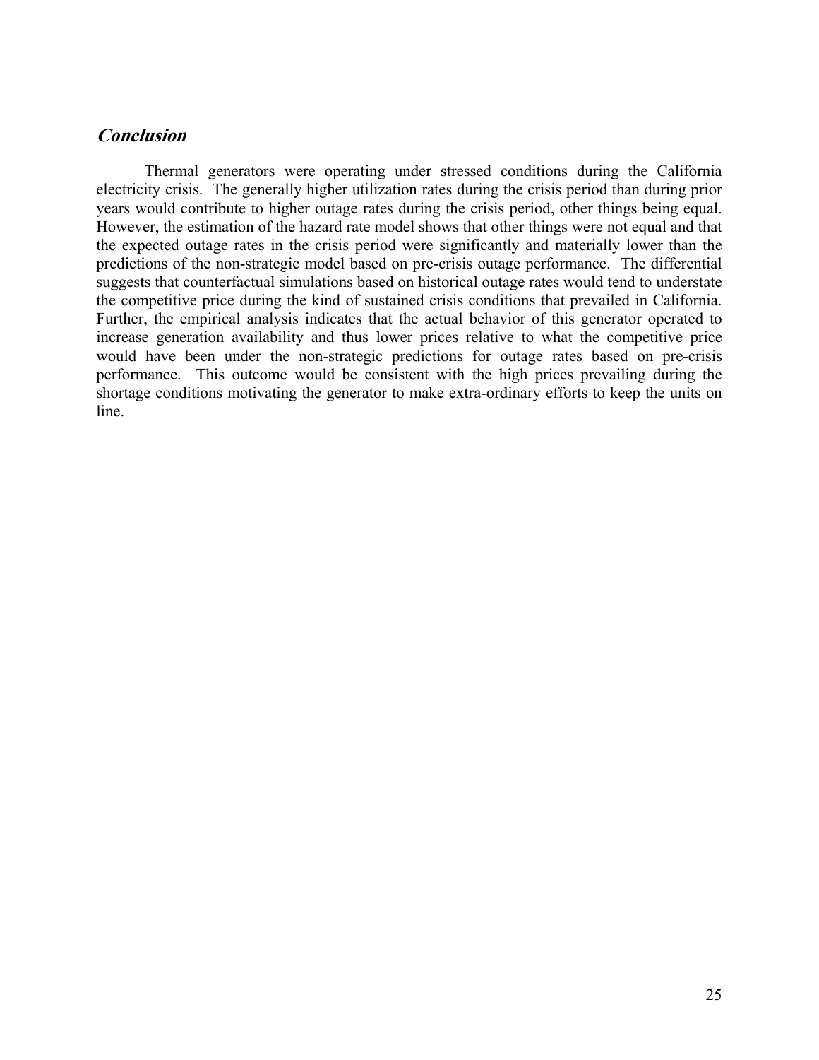## *Conclusion*

Thermal generators were operating under stressed conditions during the California electricity crisis. The generally higher utilization rates during the crisis period than during prior years would contribute to higher outage rates during the crisis period, other things being equal. However, the estimation of the hazard rate model shows that other things were not equal and that the expected outage rates in the crisis period were significantly and materially lower than the predictions of the non-strategic model based on pre-crisis outage performance. The differential suggests that counterfactual simulations based on historical outage rates would tend to understate the competitive price during the kind of sustained crisis conditions that prevailed in California. Further, the empirical analysis indicates that the actual behavior of this generator operated to increase generation availability and thus lower prices relative to what the competitive price would have been under the non-strategic predictions for outage rates based on pre-crisis performance. This outcome would be consistent with the high prices prevailing during the shortage conditions motivating the generator to make extra-ordinary efforts to keep the units on line.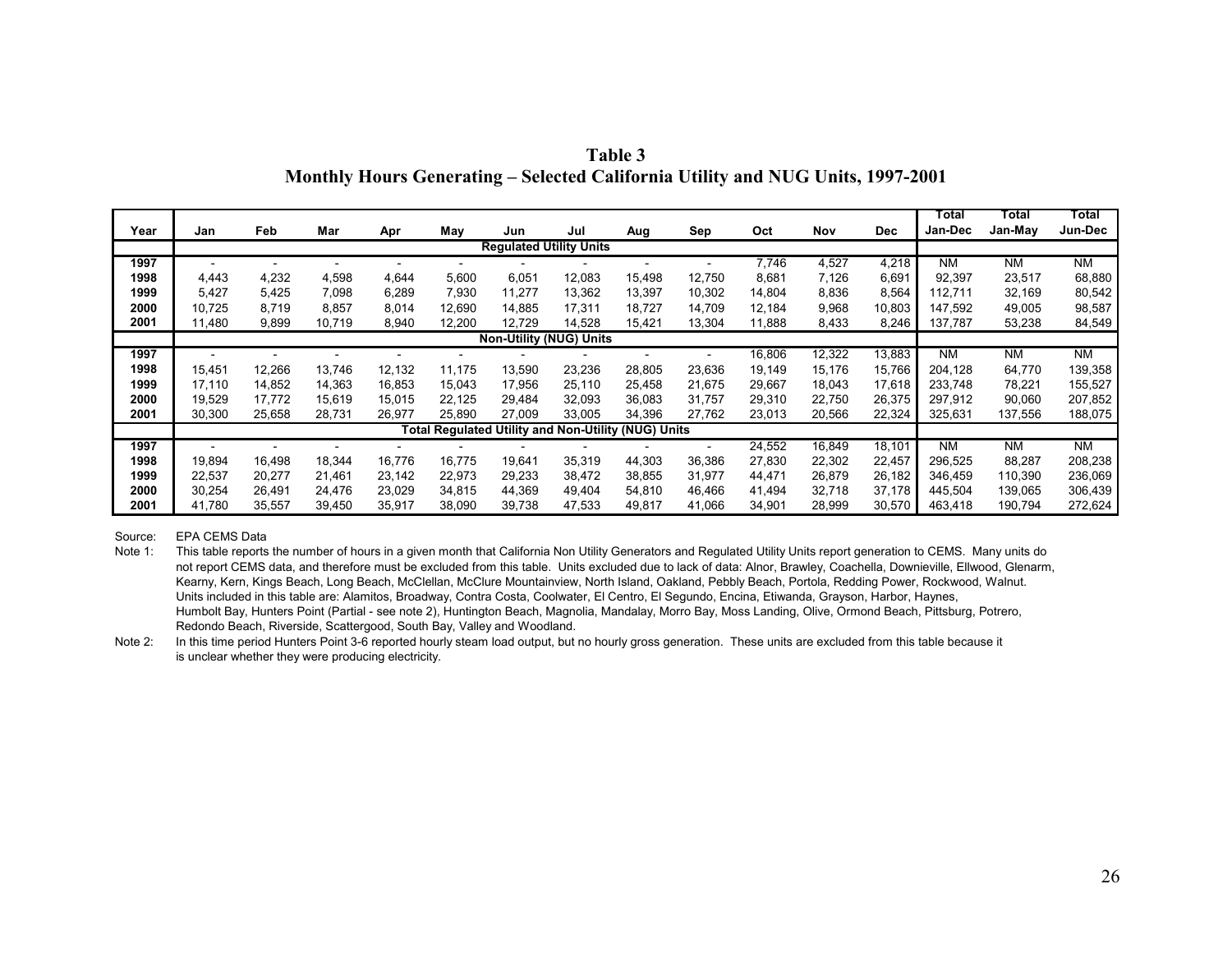**Table 3**
**Monthly Hours Generating – Selected California Utility and NUG Units, 1997-2001**

| Year | Jan | Feb | Mar | Apr | May | Jun | Jul | Aug | Sep | Oct | Nov | Dec | Total Jan-Dec | Total Jan-May | Total Jun-Dec |
|---|---|---|---|---|---|---|---|---|---|---|---|---|---|---|---|
| | | | | | | **Regulated Utility Units** | | | | | | | | | |
| **1997** | - | - | - | - | - | - | - | - | - | 7,746 | 4,527 | 4,218 | NM | NM | NM |
| **1998** | 4,443 | 4,232 | 4,598 | 4,644 | 5,600 | 6,051 | 12,083 | 15,498 | 12,750 | 8,681 | 7,126 | 6,691 | 92,397 | 23,517 | 68,880 |
| **1999** | 5,427 | 5,425 | 7,098 | 6,289 | 7,930 | 11,277 | 13,362 | 13,397 | 10,302 | 14,804 | 8,836 | 8,564 | 112,711 | 32,169 | 80,542 |
| **2000** | 10,725 | 8,719 | 8,857 | 8,014 | 12,690 | 14,885 | 17,311 | 18,727 | 14,709 | 12,184 | 9,968 | 10,803 | 147,592 | 49,005 | 98,587 |
| **2001** | 11,480 | 9,899 | 10,719 | 8,940 | 12,200 | 12,729 | 14,528 | 15,421 | 13,304 | 11,888 | 8,433 | 8,246 | 137,787 | 53,238 | 84,549 |
| | | | | | | **Non-Utility (NUG) Units** | | | | | | | | | |
| **1997** | - | - | - | - | - | - | - | - | - | 16,806 | 12,322 | 13,883 | NM | NM | NM |
| **1998** | 15,451 | 12,266 | 13,746 | 12,132 | 11,175 | 13,590 | 23,236 | 28,805 | 23,636 | 19,149 | 15,176 | 15,766 | 204,128 | 64,770 | 139,358 |
| **1999** | 17,110 | 14,852 | 14,363 | 16,853 | 15,043 | 17,956 | 25,110 | 25,458 | 21,675 | 29,667 | 18,043 | 17,618 | 233,748 | 78,221 | 155,527 |
| **2000** | 19,529 | 17,772 | 15,619 | 15,015 | 22,125 | 29,484 | 32,093 | 36,083 | 31,757 | 29,310 | 22,750 | 26,375 | 297,912 | 90,060 | 207,852 |
| **2001** | 30,300 | 25,658 | 28,731 | 26,977 | 25,890 | 27,009 | 33,005 | 34,396 | 27,762 | 23,013 | 20,566 | 22,324 | 325,631 | 137,556 | 188,075 |
| | | | | | | **Total Regulated Utility and Non-Utility (NUG) Units** | | | | | | | | | |
| **1997** | - | - | - | - | - | - | - | - | - | 24,552 | 16,849 | 18,101 | NM | NM | NM |
| **1998** | 19,894 | 16,498 | 18,344 | 16,776 | 16,775 | 19,641 | 35,319 | 44,303 | 36,386 | 27,830 | 22,302 | 22,457 | 296,525 | 88,287 | 208,238 |
| **1999** | 22,537 | 20,277 | 21,461 | 23,142 | 22,973 | 29,233 | 38,472 | 38,855 | 31,977 | 44,471 | 26,879 | 26,182 | 346,459 | 110,390 | 236,069 |
| **2000** | 30,254 | 26,491 | 24,476 | 23,029 | 34,815 | 44,369 | 49,404 | 54,810 | 46,466 | 41,494 | 32,718 | 37,178 | 445,504 | 139,065 | 306,439 |
| **2001** | 41,780 | 35,557 | 39,450 | 35,917 | 38,090 | 39,738 | 47,533 | 49,817 | 41,066 | 34,901 | 28,999 | 30,570 | 463,418 | 190,794 | 272,624 |

Source: EPA CEMS Data

Note 1: This table reports the number of hours in a given month that California Non Utility Generators and Regulated Utility Units report generation to CEMS. Many units do not report CEMS data, and therefore must be excluded from this table. Units excluded due to lack of data: Alnor, Brawley, Coachella, Downieville, Ellwood, Glenarm, Kearny, Kern, Kings Beach, Long Beach, McClellan, McClure Mountainview, North Island, Oakland, Pebbly Beach, Portola, Redding Power, Rockwood, Walnut. Units included in this table are: Alamitos, Broadway, Contra Costa, Coolwater, El Centro, El Segundo, Encina, Etiwanda, Grayson, Harbor, Haynes, Humbolt Bay, Hunters Point (Partial - see note 2), Huntington Beach, Magnolia, Mandalay, Morro Bay, Moss Landing, Olive, Ormond Beach, Pittsburg, Potrero, Redondo Beach, Riverside, Scattergood, South Bay, Valley and Woodland.

Note 2: In this time period Hunters Point 3-6 reported hourly steam load output, but no hourly gross generation. These units are excluded from this table because it is unclear whether they were producing electricity.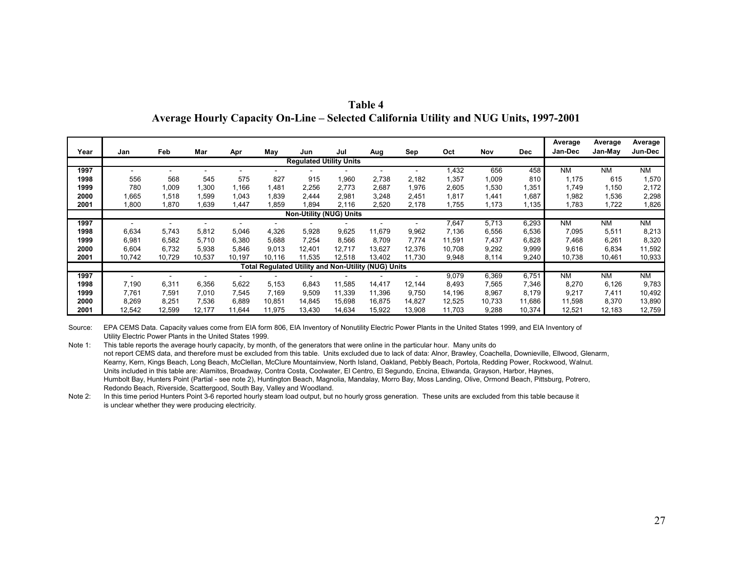**Table 4**

**Average Hourly Capacity On-Line – Selected California Utility and NUG Units, 1997-2001**

| Year | Jan | Feb | Mar | Apr | May | Jun | Jul | Aug | Sep | Oct | Nov | Dec | Average Jan-Dec | Average Jan-May | Average Jun-Dec |
|---|---|---|---|---|---|---|---|---|---|---|---|---|---|---|---|
| | **Regulated Utility Units** | | | | | | | | | | | | | | |
| **1997** | - | - | - | - | - | - | - | - | - | 1,432 | 656 | 458 | NM | NM | NM |
| **1998** | 556 | 568 | 545 | 575 | 827 | 915 | 1,960 | 2,738 | 2,182 | 1,357 | 1,009 | 810 | 1,175 | 615 | 1,570 |
| **1999** | 780 | 1,009 | 1,300 | 1,166 | 1,481 | 2,256 | 2,773 | 2,687 | 1,976 | 2,605 | 1,530 | 1,351 | 1,749 | 1,150 | 2,172 |
| **2000** | 1,665 | 1,518 | 1,599 | 1,043 | 1,839 | 2,444 | 2,981 | 3,248 | 2,451 | 1,817 | 1,441 | 1,687 | 1,982 | 1,536 | 2,298 |
| **2001** | 1,800 | 1,870 | 1,639 | 1,447 | 1,859 | 1,894 | 2,116 | 2,520 | 2,178 | 1,755 | 1,173 | 1,135 | 1,783 | 1,722 | 1,826 |
| | **Non-Utility (NUG) Units** | | | | | | | | | | | | | | |
| **1997** | - | - | - | - | - | - | - | - | - | 7,647 | 5,713 | 6,293 | NM | NM | NM |
| **1998** | 6,634 | 5,743 | 5,812 | 5,046 | 4,326 | 5,928 | 9,625 | 11,679 | 9,962 | 7,136 | 6,556 | 6,536 | 7,095 | 5,511 | 8,213 |
| **1999** | 6,981 | 6,582 | 5,710 | 6,380 | 5,688 | 7,254 | 8,566 | 8,709 | 7,774 | 11,591 | 7,437 | 6,828 | 7,468 | 6,261 | 8,320 |
| **2000** | 6,604 | 6,732 | 5,938 | 5,846 | 9,013 | 12,401 | 12,717 | 13,627 | 12,376 | 10,708 | 9,292 | 9,999 | 9,616 | 6,834 | 11,592 |
| **2001** | 10,742 | 10,729 | 10,537 | 10,197 | 10,116 | 11,535 | 12,518 | 13,402 | 11,730 | 9,948 | 8,114 | 9,240 | 10,738 | 10,461 | 10,933 |
| | **Total Regulated Utility and Non-Utility (NUG) Units** | | | | | | | | | | | | | | |
| **1997** | - | - | - | - | - | - | - | - | - | 9,079 | 6,369 | 6,751 | NM | NM | NM |
| **1998** | 7,190 | 6,311 | 6,356 | 5,622 | 5,153 | 6,843 | 11,585 | 14,417 | 12,144 | 8,493 | 7,565 | 7,346 | 8,270 | 6,126 | 9,783 |
| **1999** | 7,761 | 7,591 | 7,010 | 7,545 | 7,169 | 9,509 | 11,339 | 11,396 | 9,750 | 14,196 | 8,967 | 8,179 | 9,217 | 7,411 | 10,492 |
| **2000** | 8,269 | 8,251 | 7,536 | 6,889 | 10,851 | 14,845 | 15,698 | 16,875 | 14,827 | 12,525 | 10,733 | 11,686 | 11,598 | 8,370 | 13,890 |
| **2001** | 12,542 | 12,599 | 12,177 | 11,644 | 11,975 | 13,430 | 14,634 | 15,922 | 13,908 | 11,703 | 9,288 | 10,374 | 12,521 | 12,183 | 12,759 |

Source: EPA CEMS Data. Capacity values come from EIA form 806, EIA Inventory of Nonutility Electric Power Plants in the United States 1999, and EIA Inventory of Utility Electric Power Plants in the United States 1999.

Note 1: This table reports the average hourly capacity, by month, of the generators that were online in the particular hour. Many units do not report CEMS data, and therefore must be excluded from this table. Units excluded due to lack of data: Alnor, Brawley, Coachella, Downieville, Ellwood, Glenarm, Kearny, Kern, Kings Beach, Long Beach, McClellan, McClure Mountainview, North Island, Oakland, Pebbly Beach, Portola, Redding Power, Rockwood, Walnut. Units included in this table are: Alamitos, Broadway, Contra Costa, Coolwater, El Centro, El Segundo, Encina, Etiwanda, Grayson, Harbor, Haynes, Humbolt Bay, Hunters Point (Partial - see note 2), Huntington Beach, Magnolia, Mandalay, Morro Bay, Moss Landing, Olive, Ormond Beach, Pittsburg, Potrero, Redondo Beach, Riverside, Scattergood, South Bay, Valley and Woodland.

Note 2: In this time period Hunters Point 3-6 reported hourly steam load output, but no hourly gross generation. These units are excluded from this table because it is unclear whether they were producing electricity.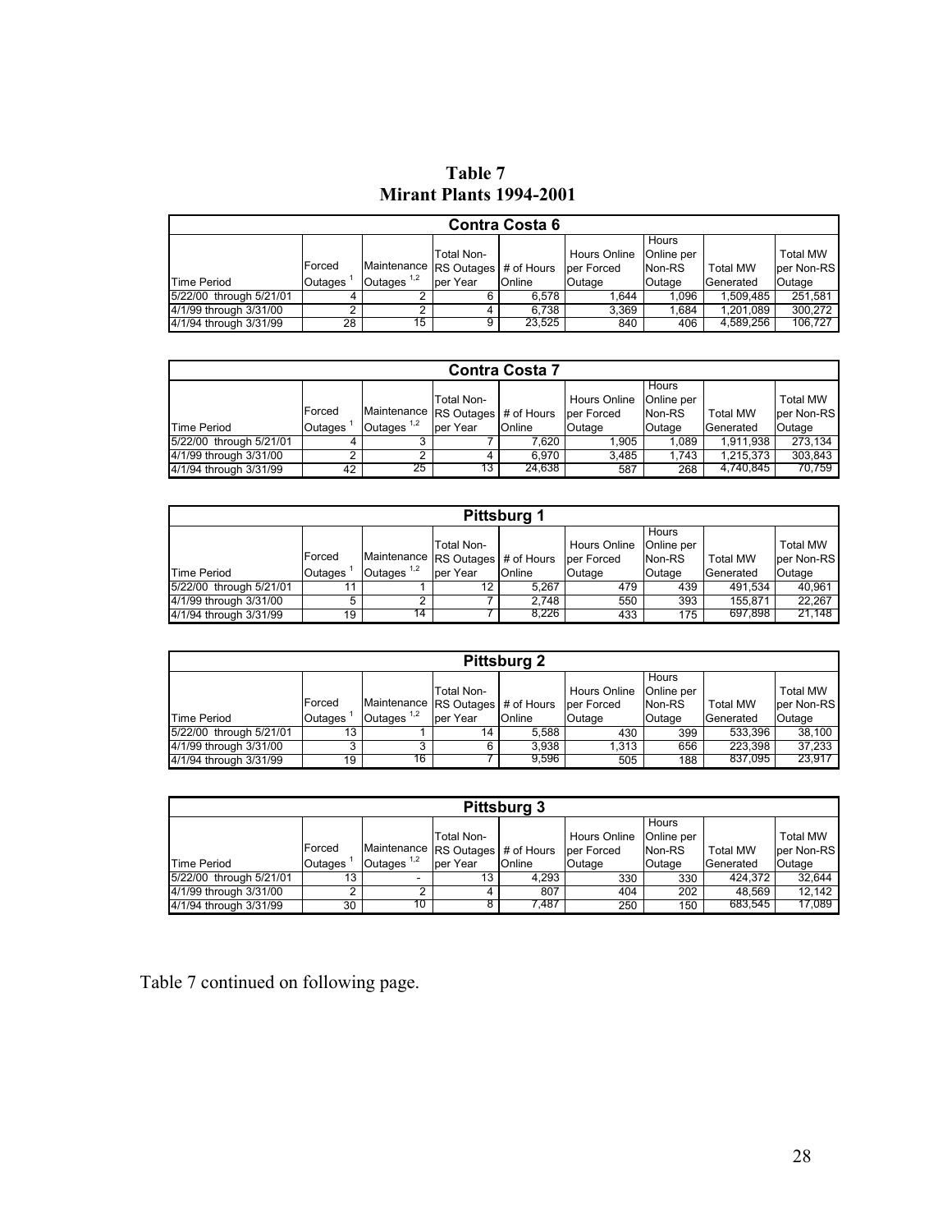# Table 7
## Mirant Plants 1994-2001

| Contra Costa 6 | | | | | | | | |
|---|---|---|---|---|---|---|---|---|
| Time Period | Forced Outages [1] | Maintenance Outages [1,2] | Total Non-RS Outages per Year | # of Hours Online | Hours Online per Forced Outage | Hours Online per Non-RS Outage | Total MW Generated | Total MW per Non-RS Outage |
| 5/22/00 through 5/21/01 | 4 | 2 | 6 | 6,578 | 1,644 | 1,096 | 1,509,485 | 251,581 |
| 4/1/99 through 3/31/00 | 2 | 2 | 4 | 6,738 | 3,369 | 1,684 | 1,201,089 | 300,272 |
| 4/1/94 through 3/31/99 | 28 | 15 | 9 | 23,525 | 840 | 406 | 4,589,256 | 106,727 |

| Contra Costa 7 | | | | | | | | |
|---|---|---|---|---|---|---|---|---|
| Time Period | Forced Outages [1] | Maintenance Outages [1,2] | Total Non-RS Outages per Year | # of Hours Online | Hours Online per Forced Outage | Hours Online per Non-RS Outage | Total MW Generated | Total MW per Non-RS Outage |
| 5/22/00 through 5/21/01 | 4 | 3 | 7 | 7,620 | 1,905 | 1,089 | 1,911,938 | 273,134 |
| 4/1/99 through 3/31/00 | 2 | 2 | 4 | 6,970 | 3,485 | 1,743 | 1,215,373 | 303,843 |
| 4/1/94 through 3/31/99 | 42 | 25 | 13 | 24,638 | 587 | 268 | 4,740,845 | 70,759 |

| Pittsburg 1 | | | | | | | | |
|---|---|---|---|---|---|---|---|---|
| Time Period | Forced Outages [1] | Maintenance Outages [1,2] | Total Non-RS Outages per Year | # of Hours Online | Hours Online per Forced Outage | Hours Online per Non-RS Outage | Total MW Generated | Total MW per Non-RS Outage |
| 5/22/00 through 5/21/01 | 11 | 1 | 12 | 5,267 | 479 | 439 | 491,534 | 40,961 |
| 4/1/99 through 3/31/00 | 5 | 2 | 7 | 2,748 | 550 | 393 | 155,871 | 22,267 |
| 4/1/94 through 3/31/99 | 19 | 14 | 7 | 8,226 | 433 | 175 | 697,898 | 21,148 |

| Pittsburg 2 | | | | | | | | |
|---|---|---|---|---|---|---|---|---|
| Time Period | Forced Outages [1] | Maintenance Outages [1,2] | Total Non-RS Outages per Year | # of Hours Online | Hours Online per Forced Outage | Hours Online per Non-RS Outage | Total MW Generated | Total MW per Non-RS Outage |
| 5/22/00 through 5/21/01 | 13 | 1 | 14 | 5,588 | 430 | 399 | 533,396 | 38,100 |
| 4/1/99 through 3/31/00 | 3 | 3 | 6 | 3,938 | 1,313 | 656 | 223,398 | 37,233 |
| 4/1/94 through 3/31/99 | 19 | 16 | 7 | 9,596 | 505 | 188 | 837,095 | 23,917 |

| Pittsburg 3 | | | | | | | | |
|---|---|---|---|---|---|---|---|---|
| Time Period | Forced Outages [1] | Maintenance Outages [1,2] | Total Non-RS Outages per Year | # of Hours Online | Hours Online per Forced Outage | Hours Online per Non-RS Outage | Total MW Generated | Total MW per Non-RS Outage |
| 5/22/00 through 5/21/01 | 13 | - | 13 | 4,293 | 330 | 330 | 424,372 | 32,644 |
| 4/1/99 through 3/31/00 | 2 | 2 | 4 | 807 | 404 | 202 | 48,569 | 12,142 |
| 4/1/94 through 3/31/99 | 30 | 10 | 8 | 7,487 | 250 | 150 | 683,545 | 17,089 |

Table 7 continued on following page.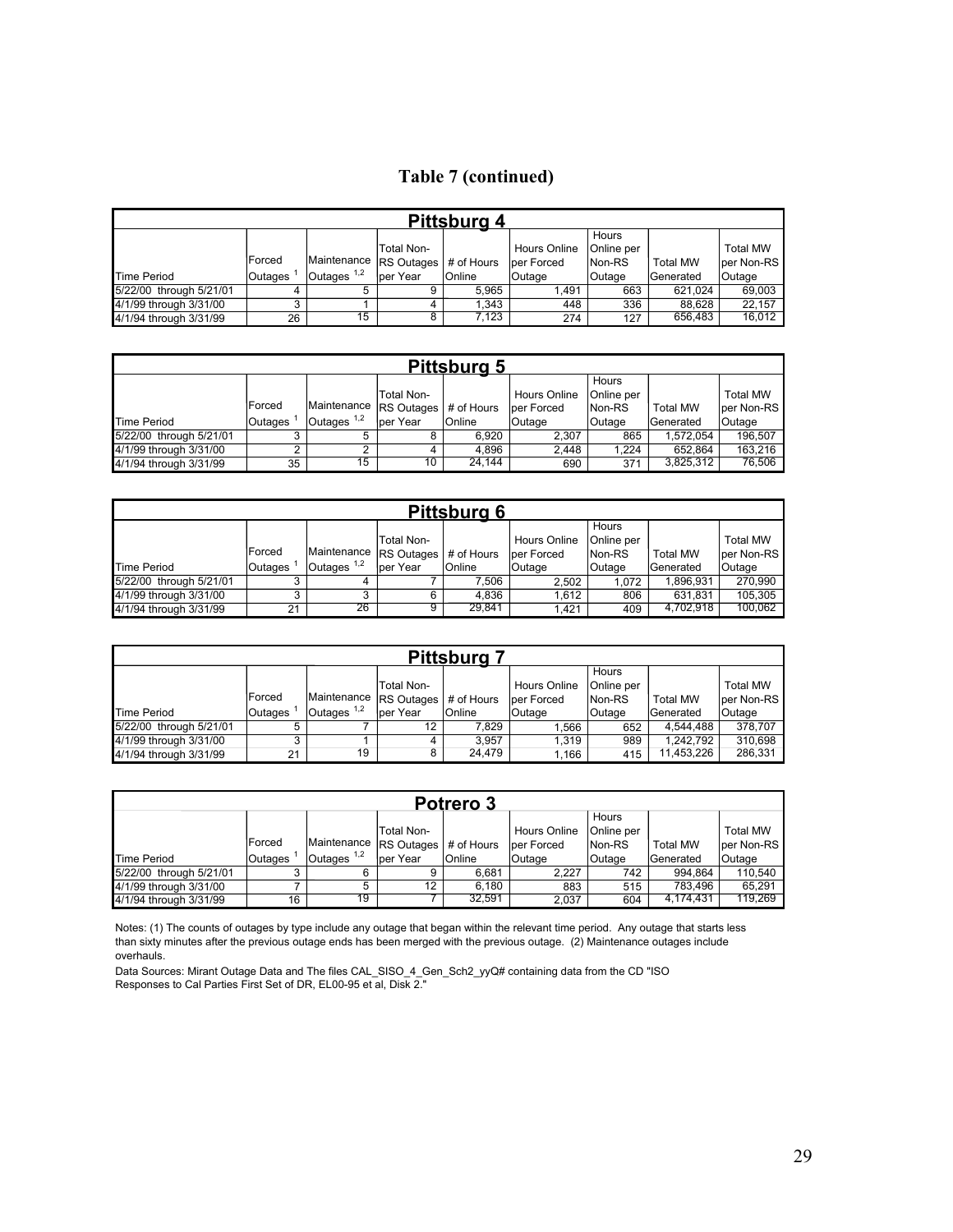# Table 7 (continued)

| Pittsburg 4 | | | | | | | | |
|---|---|---|---|---|---|---|---|---|
| Time Period | Forced Outages [1] | Maintenance Outages [1,2] | Total Non-RS Outages per Year | # of Hours Online | Hours Online per Forced Outage | Hours Online per Non-RS Outage | Total MW Generated | Total MW per Non-RS Outage |
| 5/22/00 through 5/21/01 | 4 | 5 | 9 | 5,965 | 1,491 | 663 | 621,024 | 69,003 |
| 4/1/99 through 3/31/00 | 3 | 1 | 4 | 1,343 | 448 | 336 | 88,628 | 22,157 |
| 4/1/94 through 3/31/99 | 26 | 15 | 8 | 7,123 | 274 | 127 | 656,483 | 16,012 |

| Pittsburg 5 | | | | | | | | |
|---|---|---|---|---|---|---|---|---|
| Time Period | Forced Outages [1] | Maintenance Outages [1,2] | Total Non-RS Outages per Year | # of Hours Online | Hours Online per Forced Outage | Hours Online per Non-RS Outage | Total MW Generated | Total MW per Non-RS Outage |
| 5/22/00 through 5/21/01 | 3 | 5 | 8 | 6,920 | 2,307 | 865 | 1,572,054 | 196,507 |
| 4/1/99 through 3/31/00 | 2 | 2 | 4 | 4,896 | 2,448 | 1,224 | 652,864 | 163,216 |
| 4/1/94 through 3/31/99 | 35 | 15 | 10 | 24,144 | 690 | 371 | 3,825,312 | 76,506 |

| Pittsburg 6 | | | | | | | | |
|---|---|---|---|---|---|---|---|---|
| Time Period | Forced Outages [1] | Maintenance Outages [1,2] | Total Non-RS Outages per Year | # of Hours Online | Hours Online per Forced Outage | Hours Online per Non-RS Outage | Total MW Generated | Total MW per Non-RS Outage |
| 5/22/00 through 5/21/01 | 3 | 4 | 7 | 7,506 | 2,502 | 1,072 | 1,896,931 | 270,990 |
| 4/1/99 through 3/31/00 | 3 | 3 | 6 | 4,836 | 1,612 | 806 | 631,831 | 105,305 |
| 4/1/94 through 3/31/99 | 21 | 26 | 9 | 29,841 | 1,421 | 409 | 4,702,918 | 100,062 |

| Pittsburg 7 | | | | | | | | |
|---|---|---|---|---|---|---|---|---|
| Time Period | Forced Outages [1] | Maintenance Outages [1,2] | Total Non-RS Outages per Year | # of Hours Online | Hours Online per Forced Outage | Hours Online per Non-RS Outage | Total MW Generated | Total MW per Non-RS Outage |
| 5/22/00 through 5/21/01 | 5 | 7 | 12 | 7,829 | 1,566 | 652 | 4,544,488 | 378,707 |
| 4/1/99 through 3/31/00 | 3 | 1 | 4 | 3,957 | 1,319 | 989 | 1,242,792 | 310,698 |
| 4/1/94 through 3/31/99 | 21 | 19 | 8 | 24,479 | 1,166 | 415 | 11,453,226 | 286,331 |

| Potrero 3 | | | | | | | | |
|---|---|---|---|---|---|---|---|---|
| Time Period | Forced Outages [1] | Maintenance Outages [1,2] | Total Non-RS Outages per Year | # of Hours Online | Hours Online per Forced Outage | Hours Online per Non-RS Outage | Total MW Generated | Total MW per Non-RS Outage |
| 5/22/00 through 5/21/01 | 3 | 6 | 9 | 6,681 | 2,227 | 742 | 994,864 | 110,540 |
| 4/1/99 through 3/31/00 | 7 | 5 | 12 | 6,180 | 883 | 515 | 783,496 | 65,291 |
| 4/1/94 through 3/31/99 | 16 | 19 | 7 | 32,591 | 2,037 | 604 | 4,174,431 | 119,269 |

Notes: (1) The counts of outages by type include any outage that began within the relevant time period. Any outage that starts less than sixty minutes after the previous outage ends has been merged with the previous outage. (2) Maintenance outages include overhauls.

Data Sources: Mirant Outage Data and The files CAL_SISO_4_Gen_Sch2_yyQ# containing data from the CD "ISO Responses to Cal Parties First Set of DR, EL00-95 et al, Disk 2."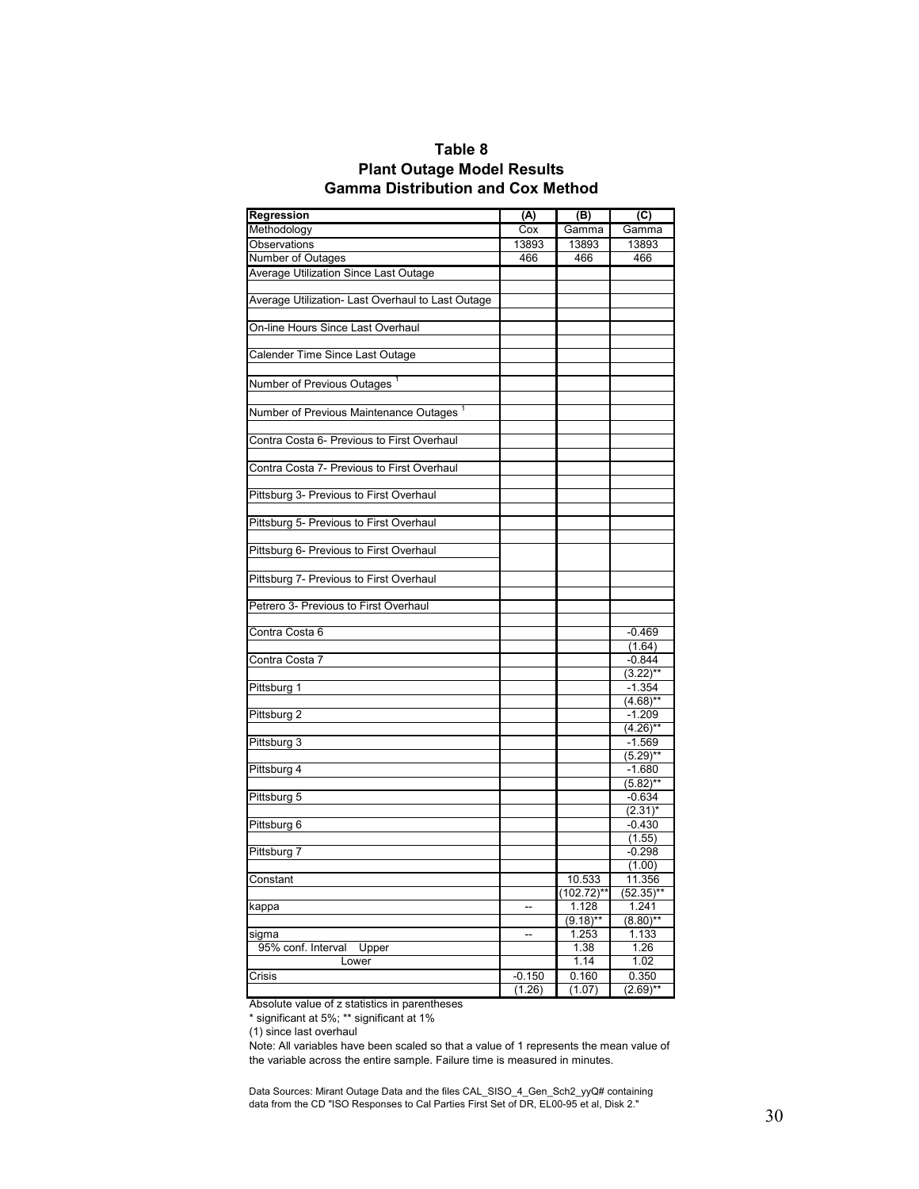# Table 8
## Plant Outage Model Results
## Gamma Distribution and Cox Method

| Regression | (A) | (B) | (C) |
|---|---|---|---|
| Methodology | Cox | Gamma | Gamma |
| Observations | 13893 | 13893 | 13893 |
| Number of Outages | 466 | 466 | 466 |
| Average Utilization Since Last Outage | | | |
| | | | |
| Average Utilization- Last Overhaul to Last Outage | | | |
| | | | |
| On-line Hours Since Last Overhaul | | | |
| | | | |
| Calender Time Since Last Outage | | | |
| | | | |
| Number of Previous Outages [1] | | | |
| | | | |
| Number of Previous Maintenance Outages [1] | | | |
| | | | |
| Contra Costa 6- Previous to First Overhaul | | | |
| | | | |
| Contra Costa 7- Previous to First Overhaul | | | |
| | | | |
| Pittsburg 3- Previous to First Overhaul | | | |
| | | | |
| Pittsburg 5- Previous to First Overhaul | | | |
| | | | |
| Pittsburg 6- Previous to First Overhaul | | | |
| | | | |
| Pittsburg 7- Previous to First Overhaul | | | |
| | | | |
| Petrero 3- Previous to First Overhaul | | | |
| | | | |
| Contra Costa 6 | | | -0.469 |
| | | | (1.64) |
| Contra Costa 7 | | | -0.844 |
| | | | (3.22)** |
| Pittsburg 1 | | | -1.354 |
| | | | (4.68)** |
| Pittsburg 2 | | | -1.209 |
| | | | (4.26)** |
| Pittsburg 3 | | | -1.569 |
| | | | (5.29)** |
| Pittsburg 4 | | | -1.680 |
| | | | (5.82)** |
| Pittsburg 5 | | | -0.634 |
| | | | (2.31)* |
| Pittsburg 6 | | | -0.430 |
| | | | (1.55) |
| Pittsburg 7 | | | -0.298 |
| | | | (1.00) |
| Constant | | 10.533 | 11.356 |
| | | (102.72)** | (52.35)** |
| kappa | -- | 1.128 | 1.241 |
| | | (9.18)** | (8.80)** |
| sigma | -- | 1.253 | 1.133 |
| 95% conf. Interval Upper | | 1.38 | 1.26 |
| Lower | | 1.14 | 1.02 |
| Crisis | -0.150 | 0.160 | 0.350 |
| | (1.26) | (1.07) | (2.69)** |

Absolute value of z statistics in parentheses

\* significant at 5%; ** significant at 1%

(1) since last overhaul

Note: All variables have been scaled so that a value of 1 represents the mean value of the variable across the entire sample. Failure time is measured in minutes.

Data Sources: Mirant Outage Data and the files CAL_SISO_4_Gen_Sch2_yyQ# containing data from the CD "ISO Responses to Cal Parties First Set of DR, EL00-95 et al, Disk 2."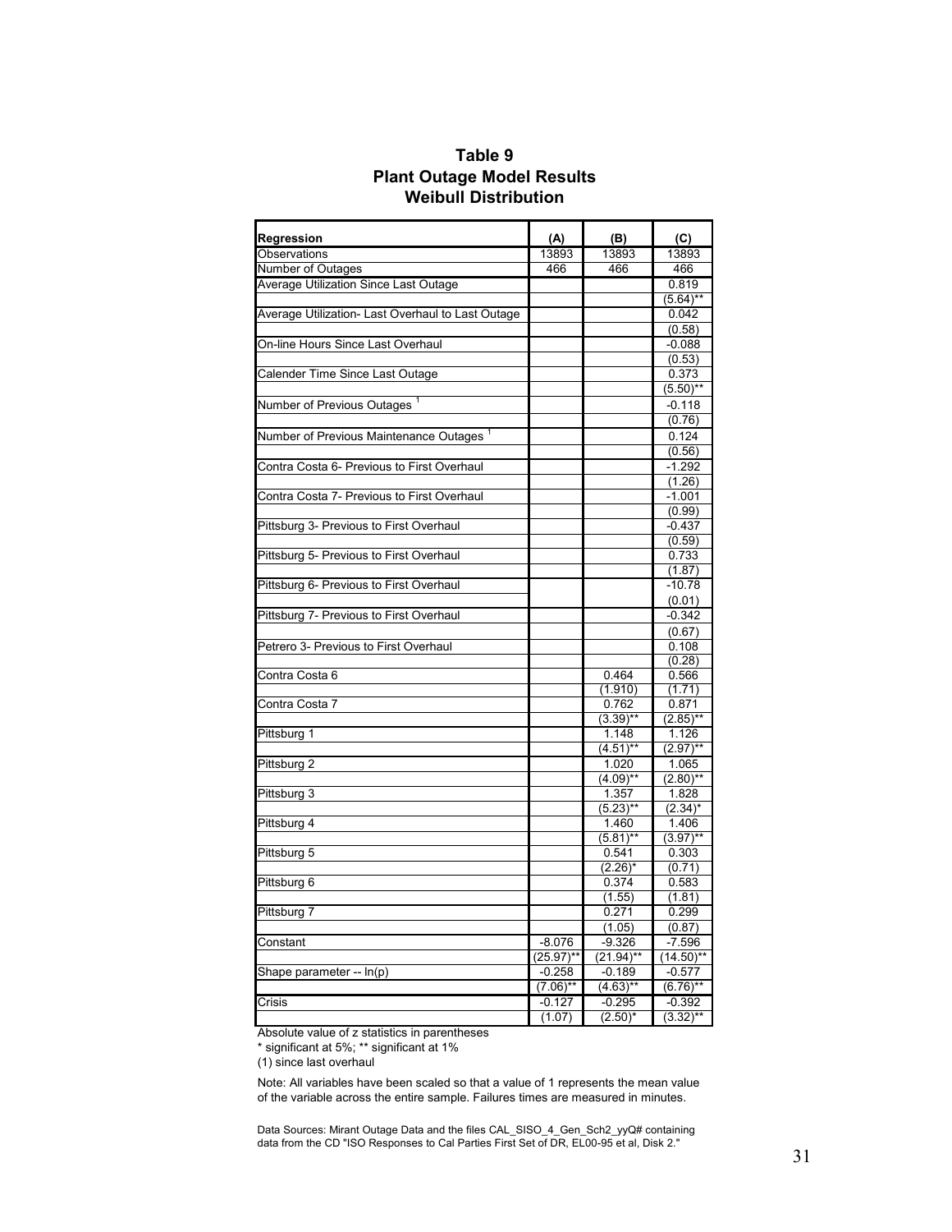# Table 9
## Plant Outage Model Results
## Weibull Distribution

| Regression | (A) | (B) | (C) |
|---|---|---|---|
| Observations | 13893 | 13893 | 13893 |
| Number of Outages | 466 | 466 | 466 |
| Average Utilization Since Last Outage | | | 0.819 |
| | | | (5.64)** |
| Average Utilization- Last Overhaul to Last Outage | | | 0.042 |
| | | | (0.58) |
| On-line Hours Since Last Overhaul | | | -0.088 |
| | | | (0.53) |
| Calender Time Since Last Outage | | | 0.373 |
| | | | (5.50)** |
| Number of Previous Outages [1] | | | -0.118 |
| | | | (0.76) |
| Number of Previous Maintenance Outages [1] | | | 0.124 |
| | | | (0.56) |
| Contra Costa 6- Previous to First Overhaul | | | -1.292 |
| | | | (1.26) |
| Contra Costa 7- Previous to First Overhaul | | | -1.001 |
| | | | (0.99) |
| Pittsburg 3- Previous to First Overhaul | | | -0.437 |
| | | | (0.59) |
| Pittsburg 5- Previous to First Overhaul | | | 0.733 |
| | | | (1.87) |
| Pittsburg 6- Previous to First Overhaul | | | -10.78 |
| | | | (0.01) |
| Pittsburg 7- Previous to First Overhaul | | | -0.342 |
| | | | (0.67) |
| Petrero 3- Previous to First Overhaul | | | 0.108 |
| | | | (0.28) |
| Contra Costa 6 | | 0.464 | 0.566 |
| | | (1.910) | (1.71) |
| Contra Costa 7 | | 0.762 | 0.871 |
| | | (3.39)** | (2.85)** |
| Pittsburg 1 | | 1.148 | 1.126 |
| | | (4.51)** | (2.97)** |
| Pittsburg 2 | | 1.020 | 1.065 |
| | | (4.09)** | (2.80)** |
| Pittsburg 3 | | 1.357 | 1.828 |
| | | (5.23)** | (2.34)* |
| Pittsburg 4 | | 1.460 | 1.406 |
| | | (5.81)** | (3.97)** |
| Pittsburg 5 | | 0.541 | 0.303 |
| | | (2.26)* | (0.71) |
| Pittsburg 6 | | 0.374 | 0.583 |
| | | (1.55) | (1.81) |
| Pittsburg 7 | | 0.271 | 0.299 |
| | | (1.05) | (0.87) |
| Constant | -8.076 | -9.326 | -7.596 |
| | (25.97)** | (21.94)** | (14.50)** |
| Shape parameter -- ln(p) | -0.258 | -0.189 | -0.577 |
| | (7.06)** | (4.63)** | (6.76)** |
| Crisis | -0.127 | -0.295 | -0.392 |
| | (1.07) | (2.50)* | (3.32)** |

Absolute value of z statistics in parentheses

\* significant at 5%; ** significant at 1%

(1) since last overhaul

Note: All variables have been scaled so that a value of 1 represents the mean value of the variable across the entire sample. Failures times are measured in minutes.

Data Sources: Mirant Outage Data and the files CAL_SISO_4_Gen_Sch2_yyQ# containing data from the CD "ISO Responses to Cal Parties First Set of DR, EL00-95 et al, Disk 2."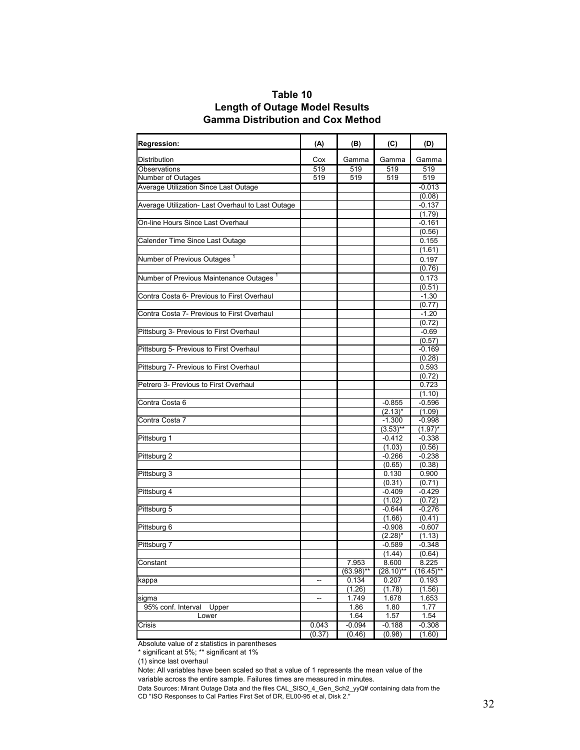# Table 10
## Length of Outage Model Results
## Gamma Distribution and Cox Method

| Regression: | (A) | (B) | (C) | (D) |
|---|---|---|---|---|
| Distribution | Cox | Gamma | Gamma | Gamma |
| Observations | 519 | 519 | 519 | 519 |
| Number of Outages | 519 | 519 | 519 | 519 |
| Average Utilization Since Last Outage | | | | -0.013 |
| | | | | (0.08) |
| Average Utilization- Last Overhaul to Last Outage | | | | -0.137 |
| | | | | (1.79) |
| On-line Hours Since Last Overhaul | | | | -0.161 |
| | | | | (0.56) |
| Calender Time Since Last Outage | | | | 0.155 |
| | | | | (1.61) |
| Number of Previous Outages [1] | | | | 0.197 |
| | | | | (0.76) |
| Number of Previous Maintenance Outages [1] | | | | 0.173 |
| | | | | (0.51) |
| Contra Costa 6- Previous to First Overhaul | | | | -1.30 |
| | | | | (0.77) |
| Contra Costa 7- Previous to First Overhaul | | | | -1.20 |
| | | | | (0.72) |
| Pittsburg 3- Previous to First Overhaul | | | | -0.69 |
| | | | | (0.57) |
| Pittsburg 5- Previous to First Overhaul | | | | -0.169 |
| | | | | (0.28) |
| Pittsburg 7- Previous to First Overhaul | | | | 0.593 |
| | | | | (0.72) |
| Petrero 3- Previous to First Overhaul | | | | 0.723 |
| | | | | (1.10) |
| Contra Costa 6 | | | -0.855 | -0.596 |
| | | | (2.13)* | (1.09) |
| Contra Costa 7 | | | -1.300 | -0.998 |
| | | | (3.53)** | (1.97)* |
| Pittsburg 1 | | | -0.412 | -0.338 |
| | | | (1.03) | (0.56) |
| Pittsburg 2 | | | -0.266 | -0.238 |
| | | | (0.65) | (0.38) |
| Pittsburg 3 | | | 0.130 | 0.900 |
| | | | (0.31) | (0.71) |
| Pittsburg 4 | | | -0.409 | -0.429 |
| | | | (1.02) | (0.72) |
| Pittsburg 5 | | | -0.644 | -0.276 |
| | | | (1.66) | (0.41) |
| Pittsburg 6 | | | -0.908 | -0.607 |
| | | | (2.28)* | (1.13) |
| Pittsburg 7 | | | -0.589 | -0.348 |
| | | | (1.44) | (0.64) |
| Constant | | 7.953 | 8.600 | 8.225 |
| | | (63.98)** | (28.10)** | (16.45)** |
| kappa | -- | 0.134 | 0.207 | 0.193 |
| | | (1.26) | (1.78) | (1.56) |
| sigma | -- | 1.749 | 1.678 | 1.653 |
| 95% conf. Interval Upper | | 1.86 | 1.80 | 1.77 |
| Lower | | 1.64 | 1.57 | 1.54 |
| Crisis | 0.043 | -0.094 | -0.188 | -0.308 |
| | (0.37) | (0.46) | (0.98) | (1.60) |

Absolute value of z statistics in parentheses

* significant at 5%; ** significant at 1%

(1) since last overhaul

Note: All variables have been scaled so that a value of 1 represents the mean value of the variable across the entire sample. Failures times are measured in minutes.

Data Sources: Mirant Outage Data and the files CAL_SISO_4_Gen_Sch2_yyQ# containing data from the CD "ISO Responses to Cal Parties First Set of DR, EL00-95 et al, Disk 2."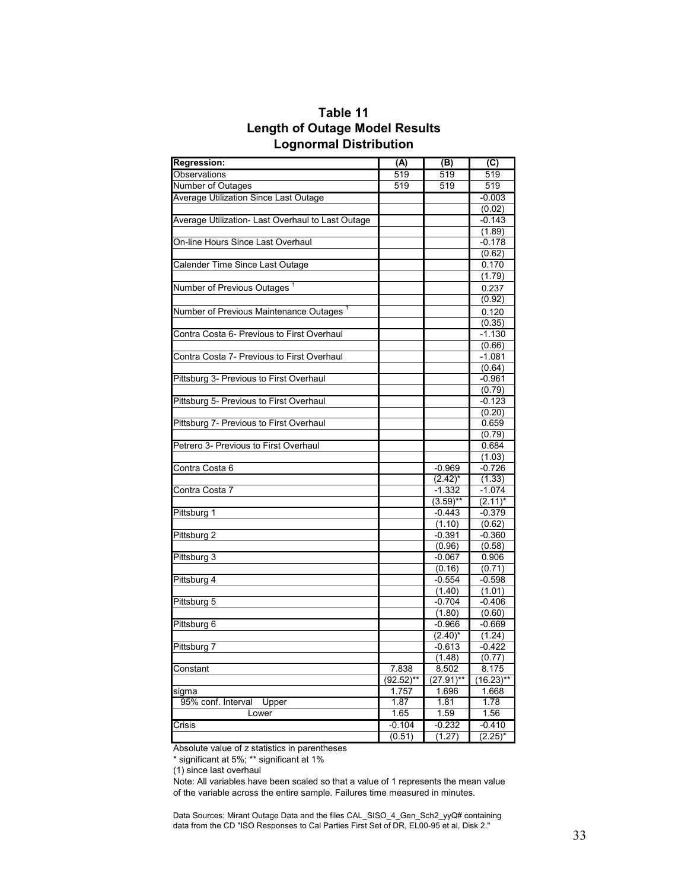# Table 11
## Length of Outage Model Results
## Lognormal Distribution

| Regression: | (A) | (B) | (C) |
|---|---|---|---|
| Observations | 519 | 519 | 519 |
| Number of Outages | 519 | 519 | 519 |
| Average Utilization Since Last Outage | | | -0.003 |
| | | | (0.02) |
| Average Utilization- Last Overhaul to Last Outage | | | -0.143 |
| | | | (1.89) |
| On-line Hours Since Last Overhaul | | | -0.178 |
| | | | (0.62) |
| Calender Time Since Last Outage | | | 0.170 |
| | | | (1.79) |
| Number of Previous Outages [1] | | | 0.237 |
| | | | (0.92) |
| Number of Previous Maintenance Outages [1] | | | 0.120 |
| | | | (0.35) |
| Contra Costa 6- Previous to First Overhaul | | | -1.130 |
| | | | (0.66) |
| Contra Costa 7- Previous to First Overhaul | | | -1.081 |
| | | | (0.64) |
| Pittsburg 3- Previous to First Overhaul | | | -0.961 |
| | | | (0.79) |
| Pittsburg 5- Previous to First Overhaul | | | -0.123 |
| | | | (0.20) |
| Pittsburg 7- Previous to First Overhaul | | | 0.659 |
| | | | (0.79) |
| Petrero 3- Previous to First Overhaul | | | 0.684 |
| | | | (1.03) |
| Contra Costa 6 | | -0.969 | -0.726 |
| | | (2.42)* | (1.33) |
| Contra Costa 7 | | -1.332 | -1.074 |
| | | (3.59)** | (2.11)* |
| Pittsburg 1 | | -0.443 | -0.379 |
| | | (1.10) | (0.62) |
| Pittsburg 2 | | -0.391 | -0.360 |
| | | (0.96) | (0.58) |
| Pittsburg 3 | | -0.067 | 0.906 |
| | | (0.16) | (0.71) |
| Pittsburg 4 | | -0.554 | -0.598 |
| | | (1.40) | (1.01) |
| Pittsburg 5 | | -0.704 | -0.406 |
| | | (1.80) | (0.60) |
| Pittsburg 6 | | -0.966 | -0.669 |
| | | (2.40)* | (1.24) |
| Pittsburg 7 | | -0.613 | -0.422 |
| | | (1.48) | (0.77) |
| Constant | 7.838 | 8.502 | 8.175 |
| | (92.52)** | (27.91)** | (16.23)** |
| sigma | 1.757 | 1.696 | 1.668 |
| 95% conf. Interval Upper | 1.87 | 1.81 | 1.78 |
| Lower | 1.65 | 1.59 | 1.56 |
| Crisis | -0.104 | -0.232 | -0.410 |
| | (0.51) | (1.27) | (2.25)* |

Absolute value of z statistics in parentheses

\* significant at 5%; ** significant at 1%

(1) since last overhaul

Note: All variables have been scaled so that a value of 1 represents the mean value of the variable across the entire sample. Failures time measured in minutes.

Data Sources: Mirant Outage Data and the files CAL_SISO_4_Gen_Sch2_yyQ# containing data from the CD "ISO Responses to Cal Parties First Set of DR, EL00-95 et al, Disk 2."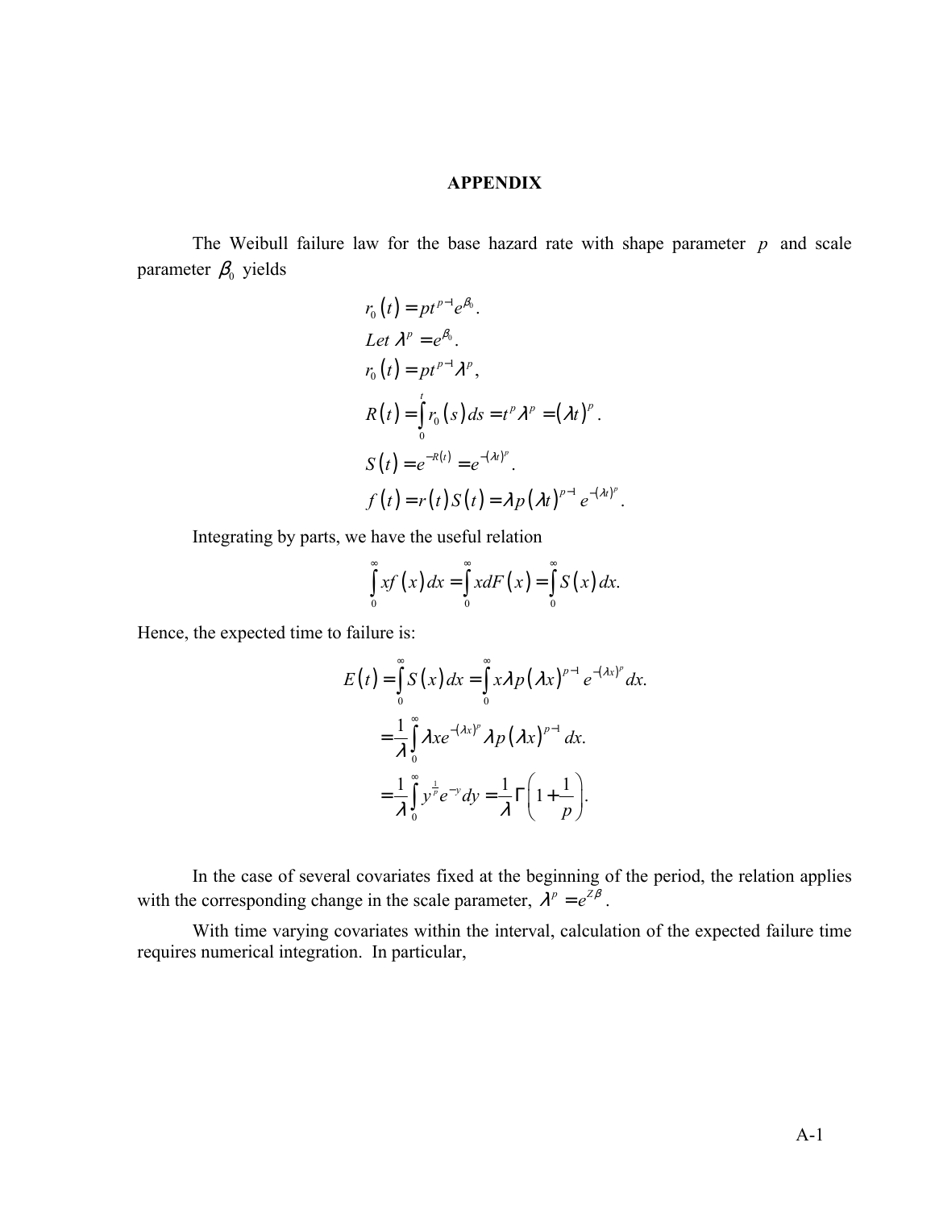## APPENDIX

The Weibull failure law for the base hazard rate with shape parameter $p$ and scale parameter $\beta_0$ yields

$$
\begin{aligned}
&r_0(t) = pt^{p-1}e^{\beta_0}. \\
&Let\ \lambda^p = e^{\beta_0}. \\
&r_0(t) = pt^{p-1}\lambda^p, \\
&R(t) = \int_0^t r_0(s)\,ds = t^p\lambda^p = (\lambda t)^p. \\
&S(t) = e^{-R(t)} = e^{-(\lambda t)^p}. \\
&f(t) = r(t)S(t) = \lambda p(\lambda t)^{p-1}e^{-(\lambda t)^p}.
\end{aligned}
$$

Integrating by parts, we have the useful relation

$$
\int_0^\infty xf(x)\,dx = \int_0^\infty x\,dF(x) = \int_0^\infty S(x)\,dx.
$$

Hence, the expected time to failure is:

$$
\begin{aligned}
E(t) &= \int_0^\infty S(x)\,dx = \int_0^\infty x\lambda p(\lambda x)^{p-1}e^{-(\lambda x)^p}dx. \\
&= \frac{1}{\lambda}\int_0^\infty \lambda x e^{-(\lambda x)^p}\lambda p(\lambda x)^{p-1}dx. \\
&= \frac{1}{\lambda}\int_0^\infty y^{\frac{1}{p}}e^{-y}dy = \frac{1}{\lambda}\Gamma\left(1+\frac{1}{p}\right).
\end{aligned}
$$

In the case of several covariates fixed at the beginning of the period, the relation applies with the corresponding change in the scale parameter, $\lambda^p = e^{Z\beta}$.

With time varying covariates within the interval, calculation of the expected failure time requires numerical integration. In particular,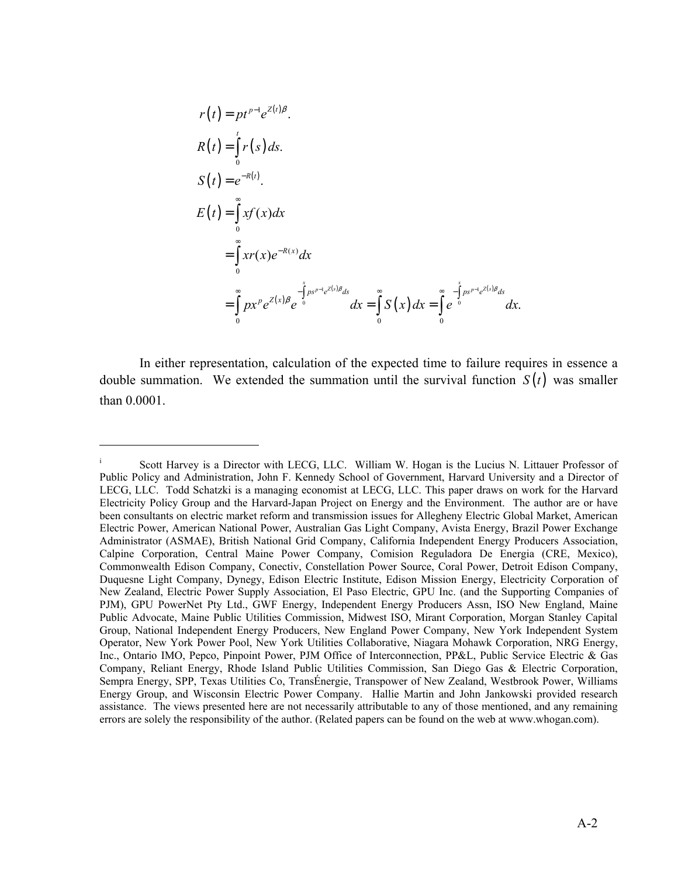$$r(t) = pt^{p-1}e^{Z(t)\beta}.$$

$$R(t) = \int_0^t r(s)\,ds.$$

$$S(t) = e^{-R(t)}.$$

$$\begin{aligned}
E(t) &= \int_0^\infty x f(x)\,dx \\
&= \int_0^\infty x r(x) e^{-R(x)}\,dx \\
&= \int_0^\infty p x^p e^{Z(x)\beta} e^{-\int_0^x p s^{p-1} e^{Z(s)\beta} ds}\,dx = \int_0^\infty S(x)\,dx = \int_0^\infty e^{-\int_0^x p s^{p-1} e^{Z(s)\beta} ds}\,dx.
\end{aligned}$$

In either representation, calculation of the expected time to failure requires in essence a double summation. We extended the summation until the survival function $S(t)$ was smaller than 0.0001.

---

[i] Scott Harvey is a Director with LECG, LLC. William W. Hogan is the Lucius N. Littauer Professor of Public Policy and Administration, John F. Kennedy School of Government, Harvard University and a Director of LECG, LLC. Todd Schatzki is a managing economist at LECG, LLC. This paper draws on work for the Harvard Electricity Policy Group and the Harvard-Japan Project on Energy and the Environment. The author are or have been consultants on electric market reform and transmission issues for Allegheny Electric Global Market, American Electric Power, American National Power, Australian Gas Light Company, Avista Energy, Brazil Power Exchange Administrator (ASMAE), British National Grid Company, California Independent Energy Producers Association, Calpine Corporation, Central Maine Power Company, Comision Reguladora De Energia (CRE, Mexico), Commonwealth Edison Company, Conectiv, Constellation Power Source, Coral Power, Detroit Edison Company, Duquesne Light Company, Dynegy, Edison Electric Institute, Edison Mission Energy, Electricity Corporation of New Zealand, Electric Power Supply Association, El Paso Electric, GPU Inc. (and the Supporting Companies of PJM), GPU PowerNet Pty Ltd., GWF Energy, Independent Energy Producers Assn, ISO New England, Maine Public Advocate, Maine Public Utilities Commission, Midwest ISO, Mirant Corporation, Morgan Stanley Capital Group, National Independent Energy Producers, New England Power Company, New York Independent System Operator, New York Power Pool, New York Utilities Collaborative, Niagara Mohawk Corporation, NRG Energy, Inc., Ontario IMO, Pepco, Pinpoint Power, PJM Office of Interconnection, PP&L, Public Service Electric & Gas Company, Reliant Energy, Rhode Island Public Utilities Commission, San Diego Gas & Electric Corporation, Sempra Energy, SPP, Texas Utilities Co, TransÉnergie, Transpower of New Zealand, Westbrook Power, Williams Energy Group, and Wisconsin Electric Power Company. Hallie Martin and John Jankowski provided research assistance. The views presented here are not necessarily attributable to any of those mentioned, and any remaining errors are solely the responsibility of the author. (Related papers can be found on the web at www.whogan.com).